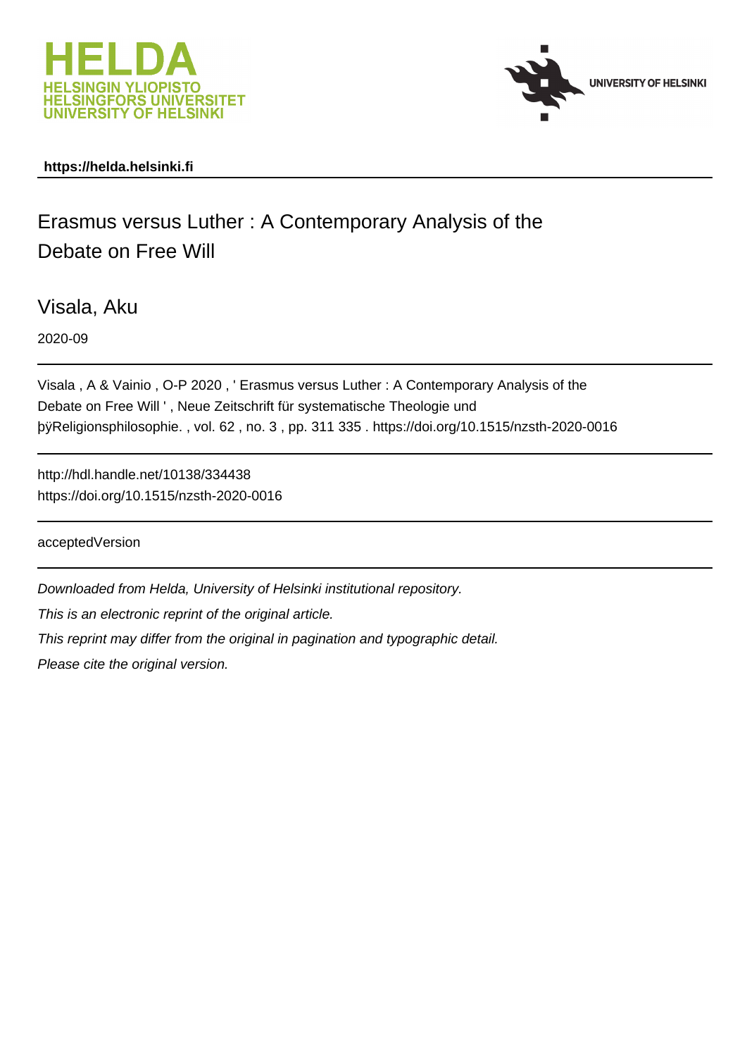HELDA
HELSINGIN YLIOPISTO
HELSINGFORS UNIVERSITET
UNIVERSITY OF HELSINKI

UNIVERSITY OF HELSINKI

**https://helda.helsinki.fi**

# Erasmus versus Luther : A Contemporary Analysis of the Debate on Free Will

Visala, Aku

2020-09

Visala , A & Vainio , O-P 2020 , ' Erasmus versus Luther : A Contemporary Analysis of the Debate on Free Will ' , Neue Zeitschrift für systematische Theologie und þÿReligionsphilosophie. , vol. 62 , no. 3 , pp. 311 335 . https://doi.org/10.1515/nzsth-2020-0016

http://hdl.handle.net/10138/334438
https://doi.org/10.1515/nzsth-2020-0016

acceptedVersion

*Downloaded from Helda, University of Helsinki institutional repository.*

*This is an electronic reprint of the original article.*

*This reprint may differ from the original in pagination and typographic detail.*

*Please cite the original version.*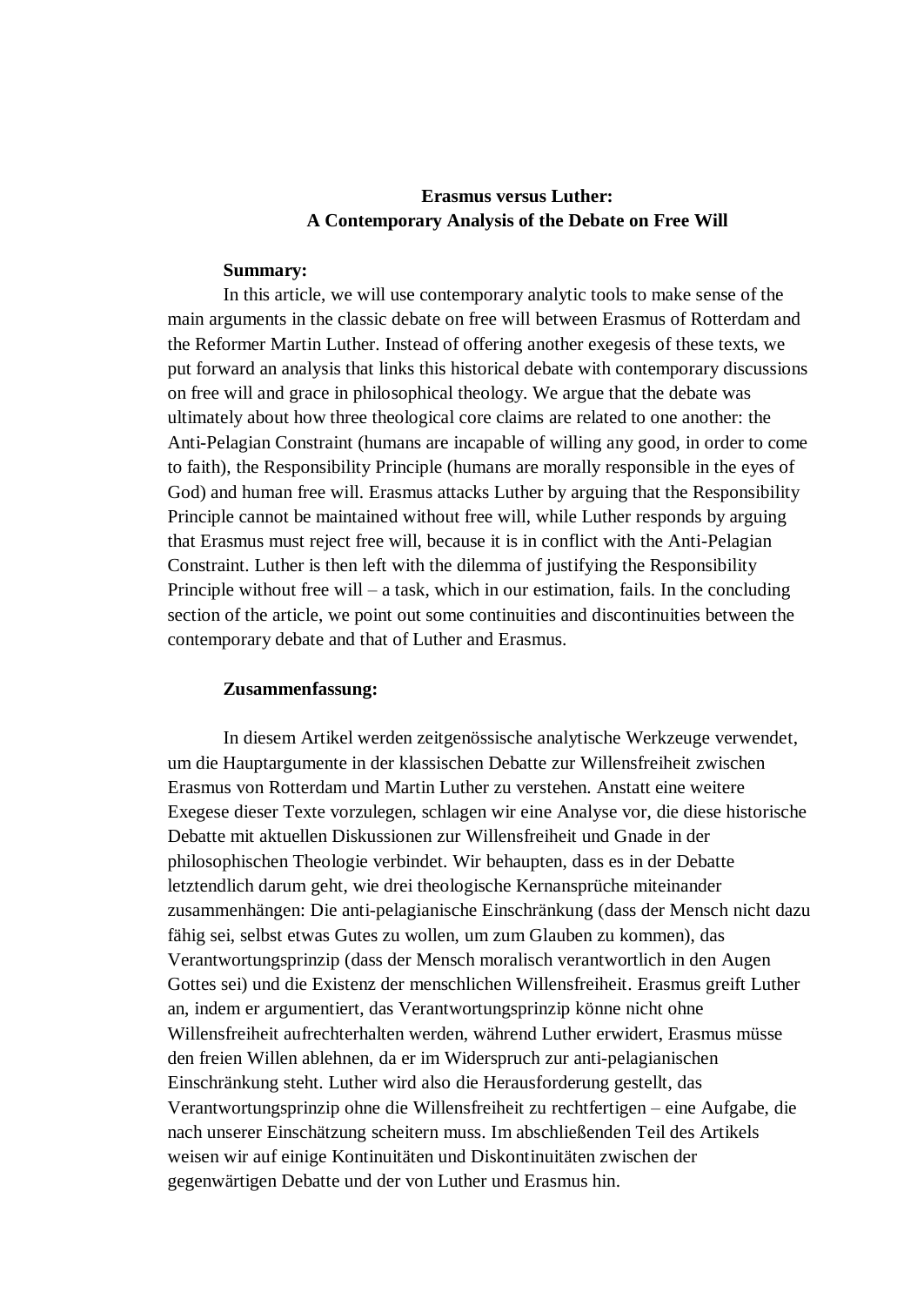# Erasmus versus Luther:
# A Contemporary Analysis of the Debate on Free Will

**Summary:**

In this article, we will use contemporary analytic tools to make sense of the main arguments in the classic debate on free will between Erasmus of Rotterdam and the Reformer Martin Luther. Instead of offering another exegesis of these texts, we put forward an analysis that links this historical debate with contemporary discussions on free will and grace in philosophical theology. We argue that the debate was ultimately about how three theological core claims are related to one another: the Anti-Pelagian Constraint (humans are incapable of willing any good, in order to come to faith), the Responsibility Principle (humans are morally responsible in the eyes of God) and human free will. Erasmus attacks Luther by arguing that the Responsibility Principle cannot be maintained without free will, while Luther responds by arguing that Erasmus must reject free will, because it is in conflict with the Anti-Pelagian Constraint. Luther is then left with the dilemma of justifying the Responsibility Principle without free will – a task, which in our estimation, fails. In the concluding section of the article, we point out some continuities and discontinuities between the contemporary debate and that of Luther and Erasmus.

**Zusammenfassung:**

In diesem Artikel werden zeitgenössische analytische Werkzeuge verwendet, um die Hauptargumente in der klassischen Debatte zur Willensfreiheit zwischen Erasmus von Rotterdam und Martin Luther zu verstehen. Anstatt eine weitere Exegese dieser Texte vorzulegen, schlagen wir eine Analyse vor, die diese historische Debatte mit aktuellen Diskussionen zur Willensfreiheit und Gnade in der philosophischen Theologie verbindet. Wir behaupten, dass es in der Debatte letztendlich darum geht, wie drei theologische Kernansprüche miteinander zusammenhängen: Die anti-pelagianische Einschränkung (dass der Mensch nicht dazu fähig sei, selbst etwas Gutes zu wollen, um zum Glauben zu kommen), das Verantwortungsprinzip (dass der Mensch moralisch verantwortlich in den Augen Gottes sei) und die Existenz der menschlichen Willensfreiheit. Erasmus greift Luther an, indem er argumentiert, das Verantwortungsprinzip könne nicht ohne Willensfreiheit aufrechterhalten werden, während Luther erwidert, Erasmus müsse den freien Willen ablehnen, da er im Widerspruch zur anti-pelagianischen Einschränkung steht. Luther wird also die Herausforderung gestellt, das Verantwortungsprinzip ohne die Willensfreiheit zu rechtfertigen – eine Aufgabe, die nach unserer Einschätzung scheitern muss. Im abschließenden Teil des Artikels weisen wir auf einige Kontinuitäten und Diskontinuitäten zwischen der gegenwärtigen Debatte und der von Luther und Erasmus hin.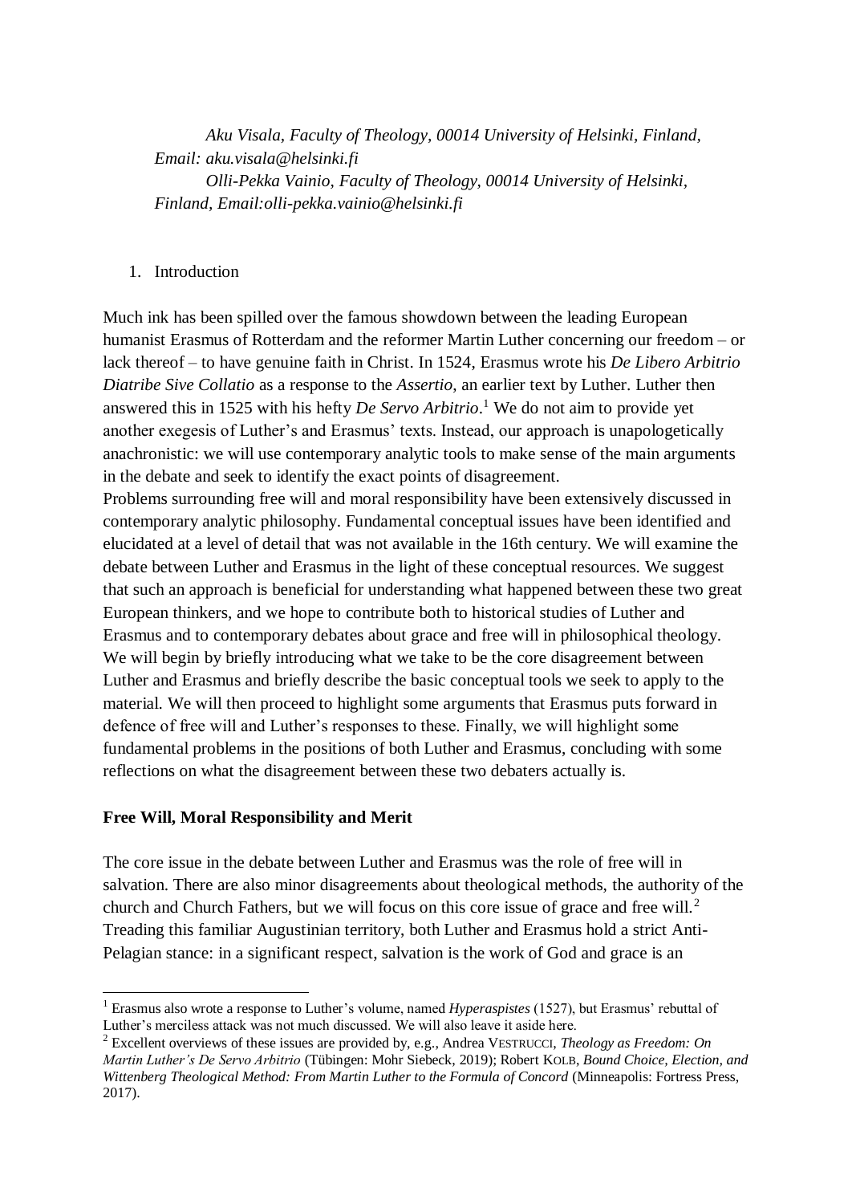*Aku Visala, Faculty of Theology, 00014 University of Helsinki, Finland, Email: aku.visala@helsinki.fi*

*Olli-Pekka Vainio, Faculty of Theology, 00014 University of Helsinki, Finland, Email:olli-pekka.vainio@helsinki.fi*

1. Introduction

Much ink has been spilled over the famous showdown between the leading European humanist Erasmus of Rotterdam and the reformer Martin Luther concerning our freedom – or lack thereof – to have genuine faith in Christ. In 1524, Erasmus wrote his *De Libero Arbitrio Diatribe Sive Collatio* as a response to the *Assertio*, an earlier text by Luther. Luther then answered this in 1525 with his hefty *De Servo Arbitrio*.[1] We do not aim to provide yet another exegesis of Luther's and Erasmus' texts. Instead, our approach is unapologetically anachronistic: we will use contemporary analytic tools to make sense of the main arguments in the debate and seek to identify the exact points of disagreement.

Problems surrounding free will and moral responsibility have been extensively discussed in contemporary analytic philosophy. Fundamental conceptual issues have been identified and elucidated at a level of detail that was not available in the 16th century. We will examine the debate between Luther and Erasmus in the light of these conceptual resources. We suggest that such an approach is beneficial for understanding what happened between these two great European thinkers, and we hope to contribute both to historical studies of Luther and Erasmus and to contemporary debates about grace and free will in philosophical theology. We will begin by briefly introducing what we take to be the core disagreement between Luther and Erasmus and briefly describe the basic conceptual tools we seek to apply to the material. We will then proceed to highlight some arguments that Erasmus puts forward in defence of free will and Luther's responses to these. Finally, we will highlight some fundamental problems in the positions of both Luther and Erasmus, concluding with some reflections on what the disagreement between these two debaters actually is.

## Free Will, Moral Responsibility and Merit

The core issue in the debate between Luther and Erasmus was the role of free will in salvation. There are also minor disagreements about theological methods, the authority of the church and Church Fathers, but we will focus on this core issue of grace and free will.[2] Treading this familiar Augustinian territory, both Luther and Erasmus hold a strict Anti-Pelagian stance: in a significant respect, salvation is the work of God and grace is an

[1] Erasmus also wrote a response to Luther's volume, named *Hyperaspistes* (1527), but Erasmus' rebuttal of Luther's merciless attack was not much discussed. We will also leave it aside here.

[2] Excellent overviews of these issues are provided by, e.g., Andrea VESTRUCCI, *Theology as Freedom: On Martin Luther's De Servo Arbitrio* (Tübingen: Mohr Siebeck, 2019); Robert KOLB, *Bound Choice, Election, and Wittenberg Theological Method: From Martin Luther to the Formula of Concord* (Minneapolis: Fortress Press, 2017).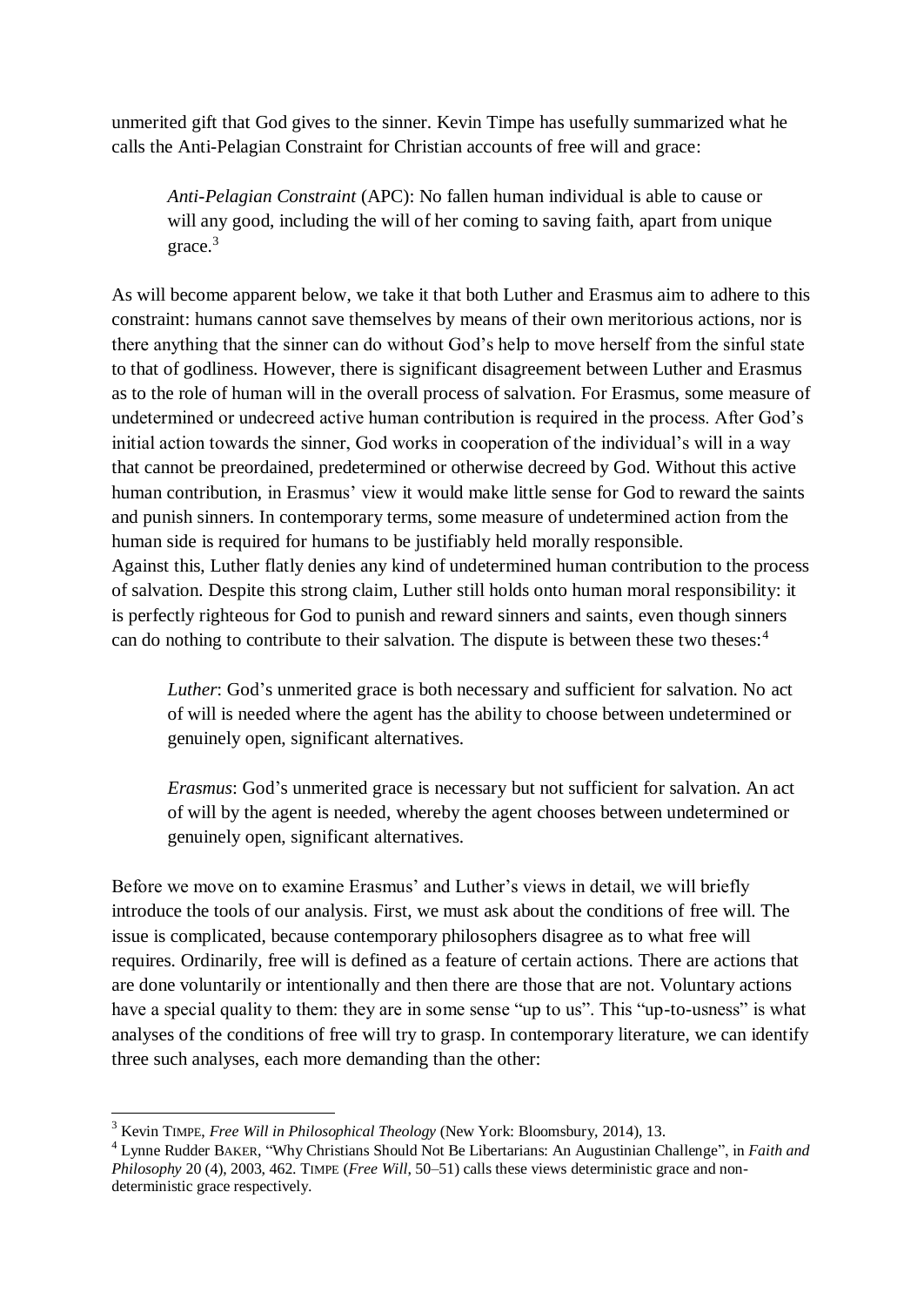unmerited gift that God gives to the sinner. Kevin Timpe has usefully summarized what he calls the Anti-Pelagian Constraint for Christian accounts of free will and grace:

> *Anti-Pelagian Constraint* (APC): No fallen human individual is able to cause or will any good, including the will of her coming to saving faith, apart from unique grace.[3]

As will become apparent below, we take it that both Luther and Erasmus aim to adhere to this constraint: humans cannot save themselves by means of their own meritorious actions, nor is there anything that the sinner can do without God's help to move herself from the sinful state to that of godliness. However, there is significant disagreement between Luther and Erasmus as to the role of human will in the overall process of salvation. For Erasmus, some measure of undetermined or undecreed active human contribution is required in the process. After God's initial action towards the sinner, God works in cooperation of the individual's will in a way that cannot be preordained, predetermined or otherwise decreed by God. Without this active human contribution, in Erasmus' view it would make little sense for God to reward the saints and punish sinners. In contemporary terms, some measure of undetermined action from the human side is required for humans to be justifiably held morally responsible.
Against this, Luther flatly denies any kind of undetermined human contribution to the process of salvation. Despite this strong claim, Luther still holds onto human moral responsibility: it is perfectly righteous for God to punish and reward sinners and saints, even though sinners can do nothing to contribute to their salvation. The dispute is between these two theses:[4]

> *Luther*: God's unmerited grace is both necessary and sufficient for salvation. No act of will is needed where the agent has the ability to choose between undetermined or genuinely open, significant alternatives.

> *Erasmus*: God's unmerited grace is necessary but not sufficient for salvation. An act of will by the agent is needed, whereby the agent chooses between undetermined or genuinely open, significant alternatives.

Before we move on to examine Erasmus' and Luther's views in detail, we will briefly introduce the tools of our analysis. First, we must ask about the conditions of free will. The issue is complicated, because contemporary philosophers disagree as to what free will requires. Ordinarily, free will is defined as a feature of certain actions. There are actions that are done voluntarily or intentionally and then there are those that are not. Voluntary actions have a special quality to them: they are in some sense "up to us". This "up-to-usness" is what analyses of the conditions of free will try to grasp. In contemporary literature, we can identify three such analyses, each more demanding than the other:

---

[3] Kevin TIMPE, *Free Will in Philosophical Theology* (New York: Bloomsbury, 2014), 13.

[4] Lynne Rudder BAKER, "Why Christians Should Not Be Libertarians: An Augustinian Challenge", in *Faith and Philosophy* 20 (4), 2003, 462. TIMPE (*Free Will*, 50–51) calls these views deterministic grace and non-deterministic grace respectively.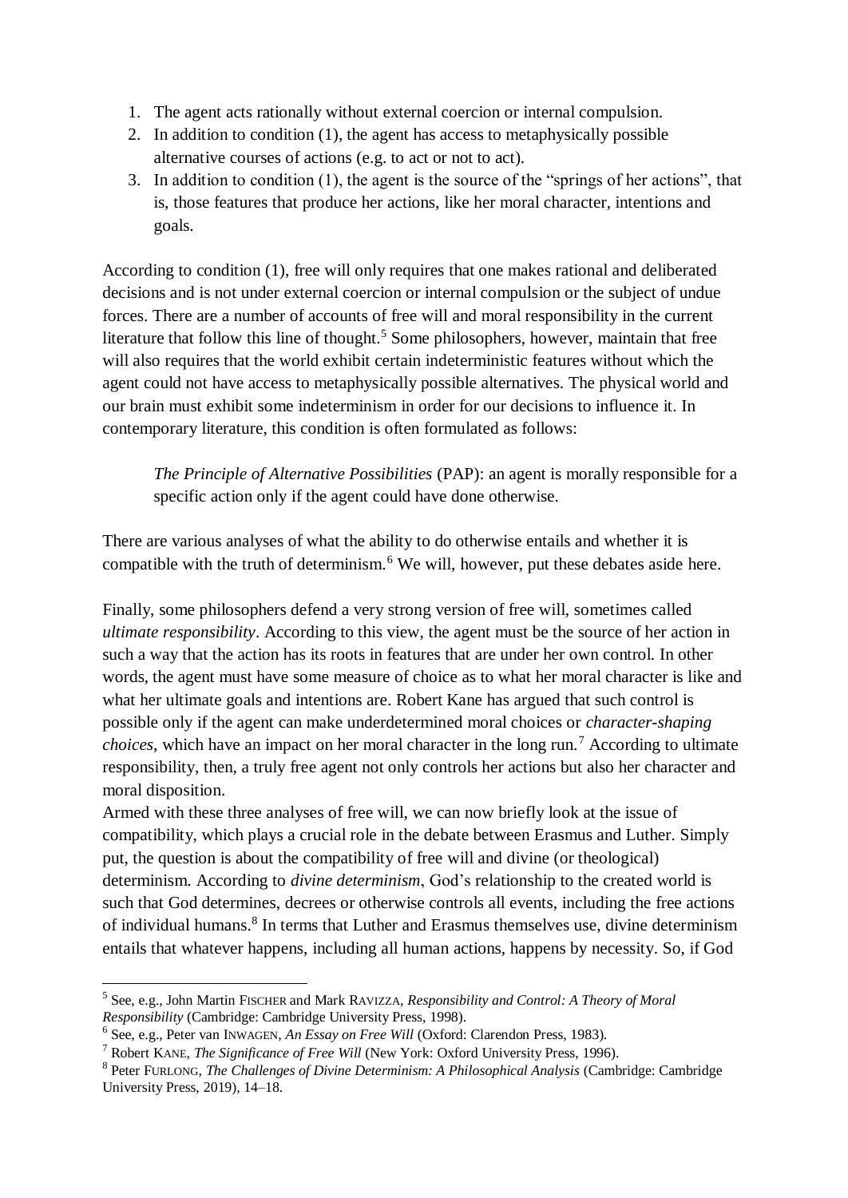1. The agent acts rationally without external coercion or internal compulsion.
2. In addition to condition (1), the agent has access to metaphysically possible alternative courses of actions (e.g. to act or not to act).
3. In addition to condition (1), the agent is the source of the "springs of her actions", that is, those features that produce her actions, like her moral character, intentions and goals.

According to condition (1), free will only requires that one makes rational and deliberated decisions and is not under external coercion or internal compulsion or the subject of undue forces. There are a number of accounts of free will and moral responsibility in the current literature that follow this line of thought.[5] Some philosophers, however, maintain that free will also requires that the world exhibit certain indeterministic features without which the agent could not have access to metaphysically possible alternatives. The physical world and our brain must exhibit some indeterminism in order for our decisions to influence it. In contemporary literature, this condition is often formulated as follows:

> *The Principle of Alternative Possibilities* (PAP): an agent is morally responsible for a specific action only if the agent could have done otherwise.

There are various analyses of what the ability to do otherwise entails and whether it is compatible with the truth of determinism.[6] We will, however, put these debates aside here.

Finally, some philosophers defend a very strong version of free will, sometimes called *ultimate responsibility*. According to this view, the agent must be the source of her action in such a way that the action has its roots in features that are under her own control. In other words, the agent must have some measure of choice as to what her moral character is like and what her ultimate goals and intentions are. Robert Kane has argued that such control is possible only if the agent can make underdetermined moral choices or *character-shaping choices*, which have an impact on her moral character in the long run.[7] According to ultimate responsibility, then, a truly free agent not only controls her actions but also her character and moral disposition.

Armed with these three analyses of free will, we can now briefly look at the issue of compatibility, which plays a crucial role in the debate between Erasmus and Luther. Simply put, the question is about the compatibility of free will and divine (or theological) determinism. According to *divine determinism*, God's relationship to the created world is such that God determines, decrees or otherwise controls all events, including the free actions of individual humans.[8] In terms that Luther and Erasmus themselves use, divine determinism entails that whatever happens, including all human actions, happens by necessity. So, if God

---

[5] See, e.g., John Martin FISCHER and Mark RAVIZZA, *Responsibility and Control: A Theory of Moral Responsibility* (Cambridge: Cambridge University Press, 1998).

[6] See, e.g., Peter van INWAGEN, *An Essay on Free Will* (Oxford: Clarendon Press, 1983).

[7] Robert KANE, *The Significance of Free Will* (New York: Oxford University Press, 1996).

[8] Peter FURLONG, *The Challenges of Divine Determinism: A Philosophical Analysis* (Cambridge: Cambridge University Press, 2019), 14–18.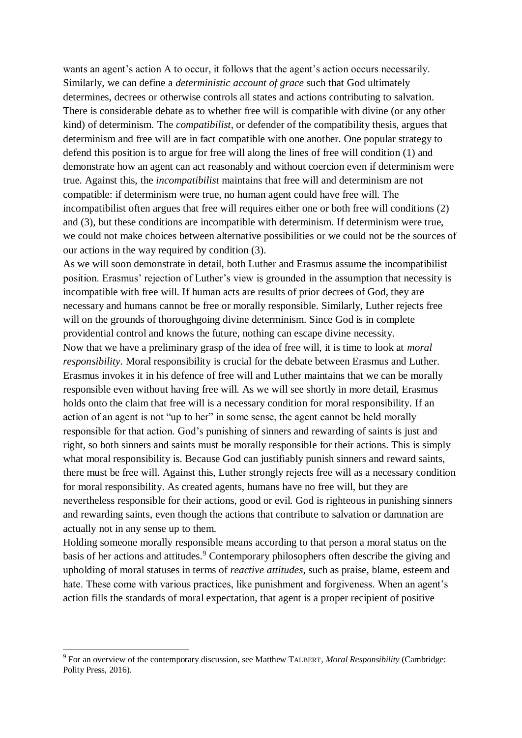wants an agent's action A to occur, it follows that the agent's action occurs necessarily. Similarly, we can define a *deterministic account of grace* such that God ultimately determines, decrees or otherwise controls all states and actions contributing to salvation. There is considerable debate as to whether free will is compatible with divine (or any other kind) of determinism. The *compatibilist*, or defender of the compatibility thesis, argues that determinism and free will are in fact compatible with one another. One popular strategy to defend this position is to argue for free will along the lines of free will condition (1) and demonstrate how an agent can act reasonably and without coercion even if determinism were true. Against this, the *incompatibilist* maintains that free will and determinism are not compatible: if determinism were true, no human agent could have free will. The incompatibilist often argues that free will requires either one or both free will conditions (2) and (3), but these conditions are incompatible with determinism. If determinism were true, we could not make choices between alternative possibilities or we could not be the sources of our actions in the way required by condition (3).

As we will soon demonstrate in detail, both Luther and Erasmus assume the incompatibilist position. Erasmus' rejection of Luther's view is grounded in the assumption that necessity is incompatible with free will. If human acts are results of prior decrees of God, they are necessary and humans cannot be free or morally responsible. Similarly, Luther rejects free will on the grounds of thoroughgoing divine determinism. Since God is in complete providential control and knows the future, nothing can escape divine necessity.

Now that we have a preliminary grasp of the idea of free will, it is time to look at *moral responsibility*. Moral responsibility is crucial for the debate between Erasmus and Luther. Erasmus invokes it in his defence of free will and Luther maintains that we can be morally responsible even without having free will. As we will see shortly in more detail, Erasmus holds onto the claim that free will is a necessary condition for moral responsibility. If an action of an agent is not "up to her" in some sense, the agent cannot be held morally responsible for that action. God's punishing of sinners and rewarding of saints is just and right, so both sinners and saints must be morally responsible for their actions. This is simply what moral responsibility is. Because God can justifiably punish sinners and reward saints, there must be free will. Against this, Luther strongly rejects free will as a necessary condition for moral responsibility. As created agents, humans have no free will, but they are nevertheless responsible for their actions, good or evil. God is righteous in punishing sinners and rewarding saints, even though the actions that contribute to salvation or damnation are actually not in any sense up to them.

Holding someone morally responsible means according to that person a moral status on the basis of her actions and attitudes.[9] Contemporary philosophers often describe the giving and upholding of moral statuses in terms of *reactive attitudes*, such as praise, blame, esteem and hate. These come with various practices, like punishment and forgiveness. When an agent's action fills the standards of moral expectation, that agent is a proper recipient of positive

[9] For an overview of the contemporary discussion, see Matthew TALBERT, *Moral Responsibility* (Cambridge: Polity Press, 2016).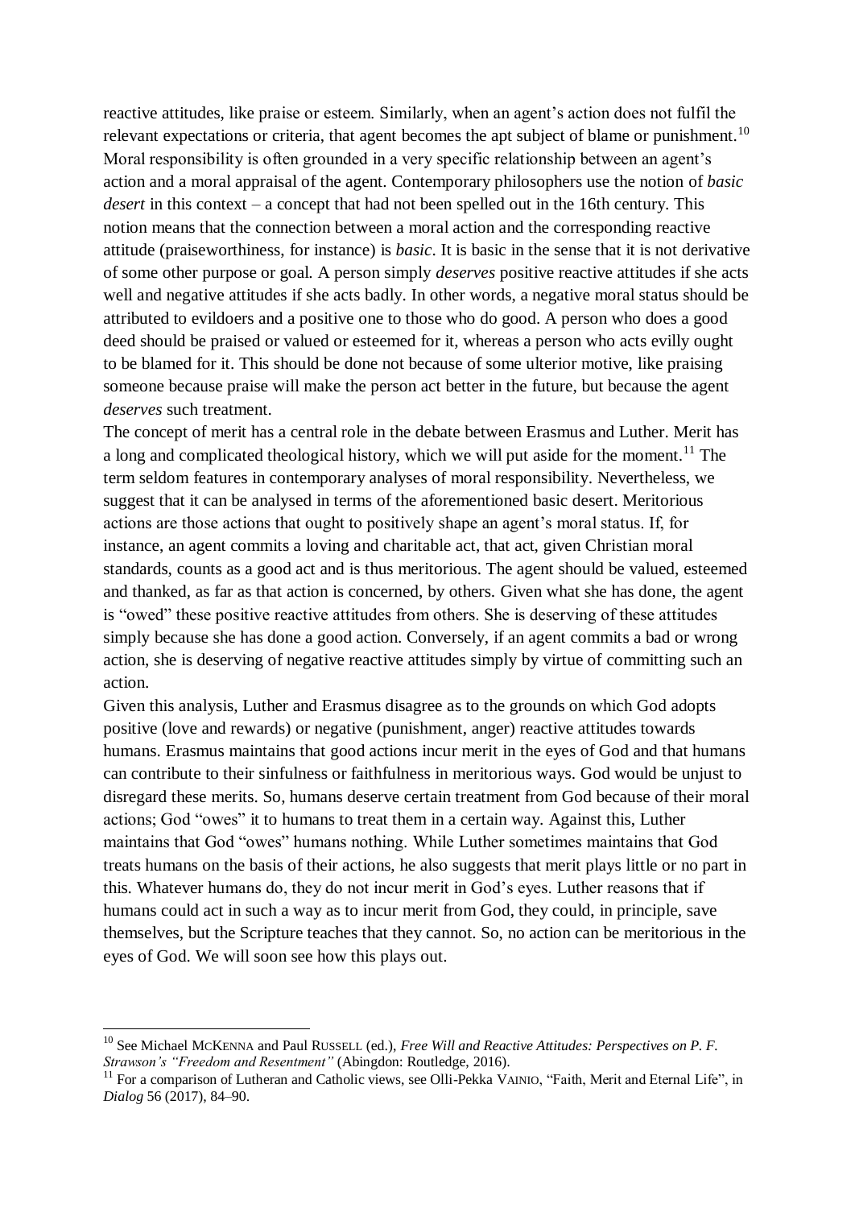reactive attitudes, like praise or esteem. Similarly, when an agent's action does not fulfil the relevant expectations or criteria, that agent becomes the apt subject of blame or punishment.[10] Moral responsibility is often grounded in a very specific relationship between an agent's action and a moral appraisal of the agent. Contemporary philosophers use the notion of *basic desert* in this context – a concept that had not been spelled out in the 16th century. This notion means that the connection between a moral action and the corresponding reactive attitude (praiseworthiness, for instance) is *basic*. It is basic in the sense that it is not derivative of some other purpose or goal. A person simply *deserves* positive reactive attitudes if she acts well and negative attitudes if she acts badly. In other words, a negative moral status should be attributed to evildoers and a positive one to those who do good. A person who does a good deed should be praised or valued or esteemed for it, whereas a person who acts evilly ought to be blamed for it. This should be done not because of some ulterior motive, like praising someone because praise will make the person act better in the future, but because the agent *deserves* such treatment.

The concept of merit has a central role in the debate between Erasmus and Luther. Merit has a long and complicated theological history, which we will put aside for the moment.[11] The term seldom features in contemporary analyses of moral responsibility. Nevertheless, we suggest that it can be analysed in terms of the aforementioned basic desert. Meritorious actions are those actions that ought to positively shape an agent's moral status. If, for instance, an agent commits a loving and charitable act, that act, given Christian moral standards, counts as a good act and is thus meritorious. The agent should be valued, esteemed and thanked, as far as that action is concerned, by others. Given what she has done, the agent is "owed" these positive reactive attitudes from others. She is deserving of these attitudes simply because she has done a good action. Conversely, if an agent commits a bad or wrong action, she is deserving of negative reactive attitudes simply by virtue of committing such an action.

Given this analysis, Luther and Erasmus disagree as to the grounds on which God adopts positive (love and rewards) or negative (punishment, anger) reactive attitudes towards humans. Erasmus maintains that good actions incur merit in the eyes of God and that humans can contribute to their sinfulness or faithfulness in meritorious ways. God would be unjust to disregard these merits. So, humans deserve certain treatment from God because of their moral actions; God "owes" it to humans to treat them in a certain way. Against this, Luther maintains that God "owes" humans nothing. While Luther sometimes maintains that God treats humans on the basis of their actions, he also suggests that merit plays little or no part in this. Whatever humans do, they do not incur merit in God's eyes. Luther reasons that if humans could act in such a way as to incur merit from God, they could, in principle, save themselves, but the Scripture teaches that they cannot. So, no action can be meritorious in the eyes of God. We will soon see how this plays out.

---

[10] See Michael McKenna and Paul Russell (ed.), *Free Will and Reactive Attitudes: Perspectives on P. F. Strawson's "Freedom and Resentment"* (Abingdon: Routledge, 2016).

[11] For a comparison of Lutheran and Catholic views, see Olli-Pekka Vainio, "Faith, Merit and Eternal Life", in *Dialog* 56 (2017), 84–90.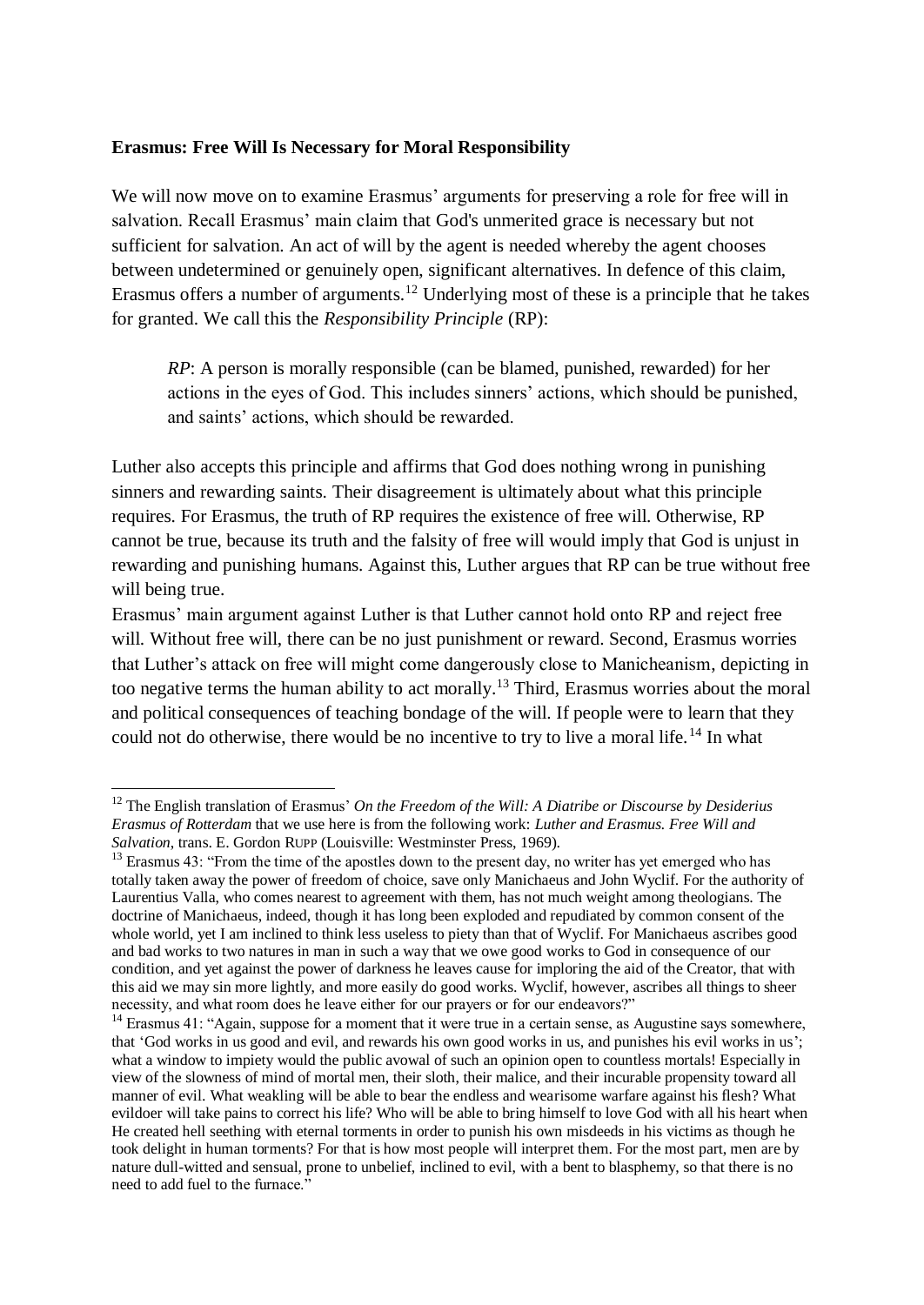**Erasmus: Free Will Is Necessary for Moral Responsibility**

We will now move on to examine Erasmus' arguments for preserving a role for free will in salvation. Recall Erasmus' main claim that God's unmerited grace is necessary but not sufficient for salvation. An act of will by the agent is needed whereby the agent chooses between undetermined or genuinely open, significant alternatives. In defence of this claim, Erasmus offers a number of arguments.[12] Underlying most of these is a principle that he takes for granted. We call this the *Responsibility Principle* (RP):

> *RP*: A person is morally responsible (can be blamed, punished, rewarded) for her actions in the eyes of God. This includes sinners' actions, which should be punished, and saints' actions, which should be rewarded.

Luther also accepts this principle and affirms that God does nothing wrong in punishing sinners and rewarding saints. Their disagreement is ultimately about what this principle requires. For Erasmus, the truth of RP requires the existence of free will. Otherwise, RP cannot be true, because its truth and the falsity of free will would imply that God is unjust in rewarding and punishing humans. Against this, Luther argues that RP can be true without free will being true.

Erasmus' main argument against Luther is that Luther cannot hold onto RP and reject free will. Without free will, there can be no just punishment or reward. Second, Erasmus worries that Luther's attack on free will might come dangerously close to Manicheanism, depicting in too negative terms the human ability to act morally.[13] Third, Erasmus worries about the moral and political consequences of teaching bondage of the will. If people were to learn that they could not do otherwise, there would be no incentive to try to live a moral life.[14] In what

---

[12] The English translation of Erasmus' *On the Freedom of the Will: A Diatribe or Discourse by Desiderius Erasmus of Rotterdam* that we use here is from the following work: *Luther and Erasmus. Free Will and Salvation*, trans. E. Gordon RUPP (Louisville: Westminster Press, 1969).

[13] Erasmus 43: "From the time of the apostles down to the present day, no writer has yet emerged who has totally taken away the power of freedom of choice, save only Manichaeus and John Wyclif. For the authority of Laurentius Valla, who comes nearest to agreement with them, has not much weight among theologians. The doctrine of Manichaeus, indeed, though it has long been exploded and repudiated by common consent of the whole world, yet I am inclined to think less useless to piety than that of Wyclif. For Manichaeus ascribes good and bad works to two natures in man in such a way that we owe good works to God in consequence of our condition, and yet against the power of darkness he leaves cause for imploring the aid of the Creator, that with this aid we may sin more lightly, and more easily do good works. Wyclif, however, ascribes all things to sheer necessity, and what room does he leave either for our prayers or for our endeavors?"

[14] Erasmus 41: "Again, suppose for a moment that it were true in a certain sense, as Augustine says somewhere, that 'God works in us good and evil, and rewards his own good works in us, and punishes his evil works in us'; what a window to impiety would the public avowal of such an opinion open to countless mortals! Especially in view of the slowness of mind of mortal men, their sloth, their malice, and their incurable propensity toward all manner of evil. What weakling will be able to bear the endless and wearisome warfare against his flesh? What evildoer will take pains to correct his life? Who will be able to bring himself to love God with all his heart when He created hell seething with eternal torments in order to punish his own misdeeds in his victims as though he took delight in human torments? For that is how most people will interpret them. For the most part, men are by nature dull-witted and sensual, prone to unbelief, inclined to evil, with a bent to blasphemy, so that there is no need to add fuel to the furnace."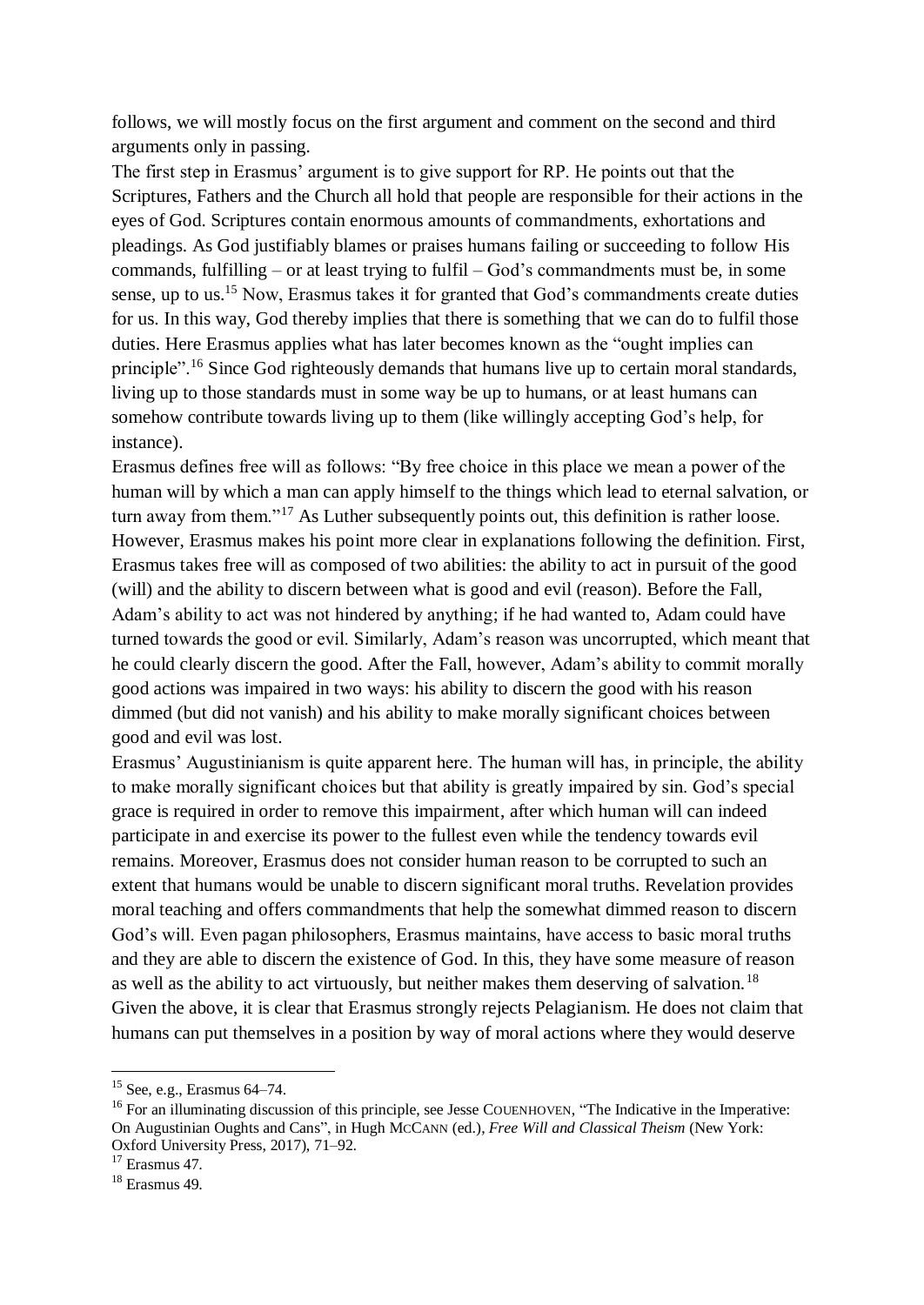follows, we will mostly focus on the first argument and comment on the second and third arguments only in passing.

The first step in Erasmus' argument is to give support for RP. He points out that the Scriptures, Fathers and the Church all hold that people are responsible for their actions in the eyes of God. Scriptures contain enormous amounts of commandments, exhortations and pleadings. As God justifiably blames or praises humans failing or succeeding to follow His commands, fulfilling – or at least trying to fulfil – God's commandments must be, in some sense, up to us.[15] Now, Erasmus takes it for granted that God's commandments create duties for us. In this way, God thereby implies that there is something that we can do to fulfil those duties. Here Erasmus applies what has later becomes known as the "ought implies can principle".[16] Since God righteously demands that humans live up to certain moral standards, living up to those standards must in some way be up to humans, or at least humans can somehow contribute towards living up to them (like willingly accepting God's help, for instance).

Erasmus defines free will as follows: "By free choice in this place we mean a power of the human will by which a man can apply himself to the things which lead to eternal salvation, or turn away from them."[17] As Luther subsequently points out, this definition is rather loose. However, Erasmus makes his point more clear in explanations following the definition. First, Erasmus takes free will as composed of two abilities: the ability to act in pursuit of the good (will) and the ability to discern between what is good and evil (reason). Before the Fall, Adam's ability to act was not hindered by anything; if he had wanted to, Adam could have turned towards the good or evil. Similarly, Adam's reason was uncorrupted, which meant that he could clearly discern the good. After the Fall, however, Adam's ability to commit morally good actions was impaired in two ways: his ability to discern the good with his reason dimmed (but did not vanish) and his ability to make morally significant choices between good and evil was lost.

Erasmus' Augustinianism is quite apparent here. The human will has, in principle, the ability to make morally significant choices but that ability is greatly impaired by sin. God's special grace is required in order to remove this impairment, after which human will can indeed participate in and exercise its power to the fullest even while the tendency towards evil remains. Moreover, Erasmus does not consider human reason to be corrupted to such an extent that humans would be unable to discern significant moral truths. Revelation provides moral teaching and offers commandments that help the somewhat dimmed reason to discern God's will. Even pagan philosophers, Erasmus maintains, have access to basic moral truths and they are able to discern the existence of God. In this, they have some measure of reason as well as the ability to act virtuously, but neither makes them deserving of salvation.[18]

Given the above, it is clear that Erasmus strongly rejects Pelagianism. He does not claim that humans can put themselves in a position by way of moral actions where they would deserve

---

[15] See, e.g., Erasmus 64–74.

[16] For an illuminating discussion of this principle, see Jesse COUENHOVEN, "The Indicative in the Imperative: On Augustinian Oughts and Cans", in Hugh MCCANN (ed.), *Free Will and Classical Theism* (New York: Oxford University Press, 2017), 71–92.

[17] Erasmus 47.

[18] Erasmus 49.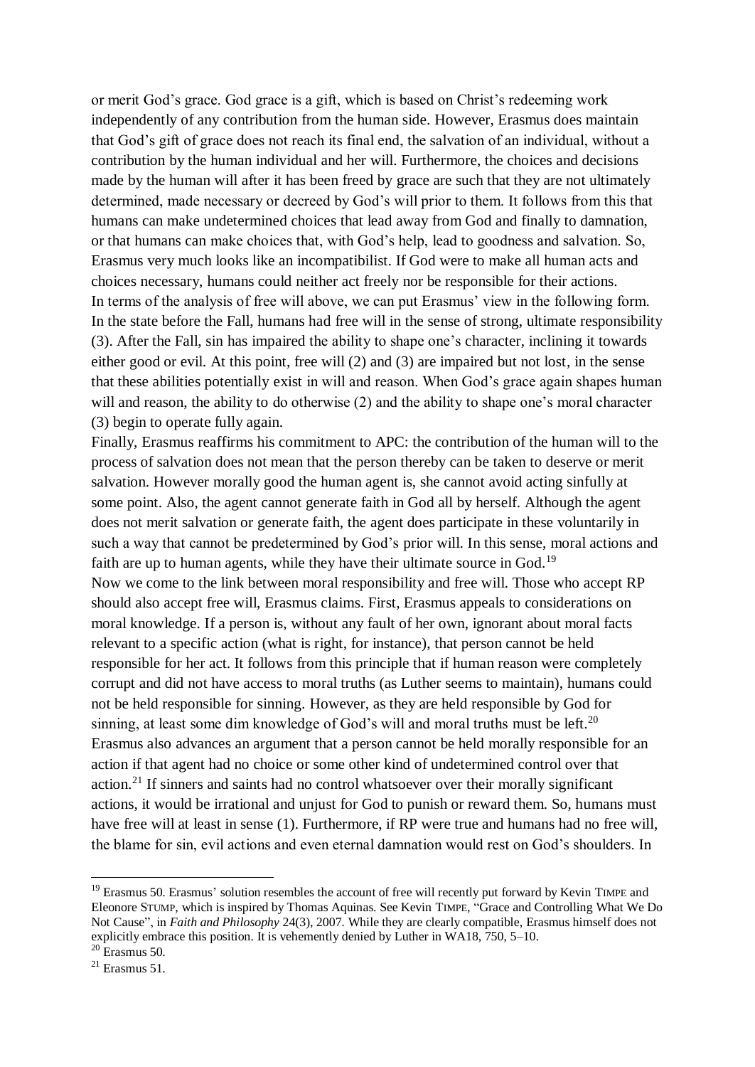or merit God's grace. God grace is a gift, which is based on Christ's redeeming work independently of any contribution from the human side. However, Erasmus does maintain that God's gift of grace does not reach its final end, the salvation of an individual, without a contribution by the human individual and her will. Furthermore, the choices and decisions made by the human will after it has been freed by grace are such that they are not ultimately determined, made necessary or decreed by God's will prior to them. It follows from this that humans can make undetermined choices that lead away from God and finally to damnation, or that humans can make choices that, with God's help, lead to goodness and salvation. So, Erasmus very much looks like an incompatibilist. If God were to make all human acts and choices necessary, humans could neither act freely nor be responsible for their actions.

In terms of the analysis of free will above, we can put Erasmus' view in the following form. In the state before the Fall, humans had free will in the sense of strong, ultimate responsibility (3). After the Fall, sin has impaired the ability to shape one's character, inclining it towards either good or evil. At this point, free will (2) and (3) are impaired but not lost, in the sense that these abilities potentially exist in will and reason. When God's grace again shapes human will and reason, the ability to do otherwise (2) and the ability to shape one's moral character (3) begin to operate fully again.

Finally, Erasmus reaffirms his commitment to APC: the contribution of the human will to the process of salvation does not mean that the person thereby can be taken to deserve or merit salvation. However morally good the human agent is, she cannot avoid acting sinfully at some point. Also, the agent cannot generate faith in God all by herself. Although the agent does not merit salvation or generate faith, the agent does participate in these voluntarily in such a way that cannot be predetermined by God's prior will. In this sense, moral actions and faith are up to human agents, while they have their ultimate source in God.[19]

Now we come to the link between moral responsibility and free will. Those who accept RP should also accept free will, Erasmus claims. First, Erasmus appeals to considerations on moral knowledge. If a person is, without any fault of her own, ignorant about moral facts relevant to a specific action (what is right, for instance), that person cannot be held responsible for her act. It follows from this principle that if human reason were completely corrupt and did not have access to moral truths (as Luther seems to maintain), humans could not be held responsible for sinning. However, as they are held responsible by God for sinning, at least some dim knowledge of God's will and moral truths must be left.[20]

Erasmus also advances an argument that a person cannot be held morally responsible for an action if that agent had no choice or some other kind of undetermined control over that action.[21] If sinners and saints had no control whatsoever over their morally significant actions, it would be irrational and unjust for God to punish or reward them. So, humans must have free will at least in sense (1). Furthermore, if RP were true and humans had no free will, the blame for sin, evil actions and even eternal damnation would rest on God's shoulders. In

---

[19] Erasmus 50. Erasmus' solution resembles the account of free will recently put forward by Kevin TIMPE and Eleonore STUMP, which is inspired by Thomas Aquinas. See Kevin TIMPE, "Grace and Controlling What We Do Not Cause", in *Faith and Philosophy* 24(3), 2007. While they are clearly compatible, Erasmus himself does not explicitly embrace this position. It is vehemently denied by Luther in WA18, 750, 5–10.

[20] Erasmus 50.

[21] Erasmus 51.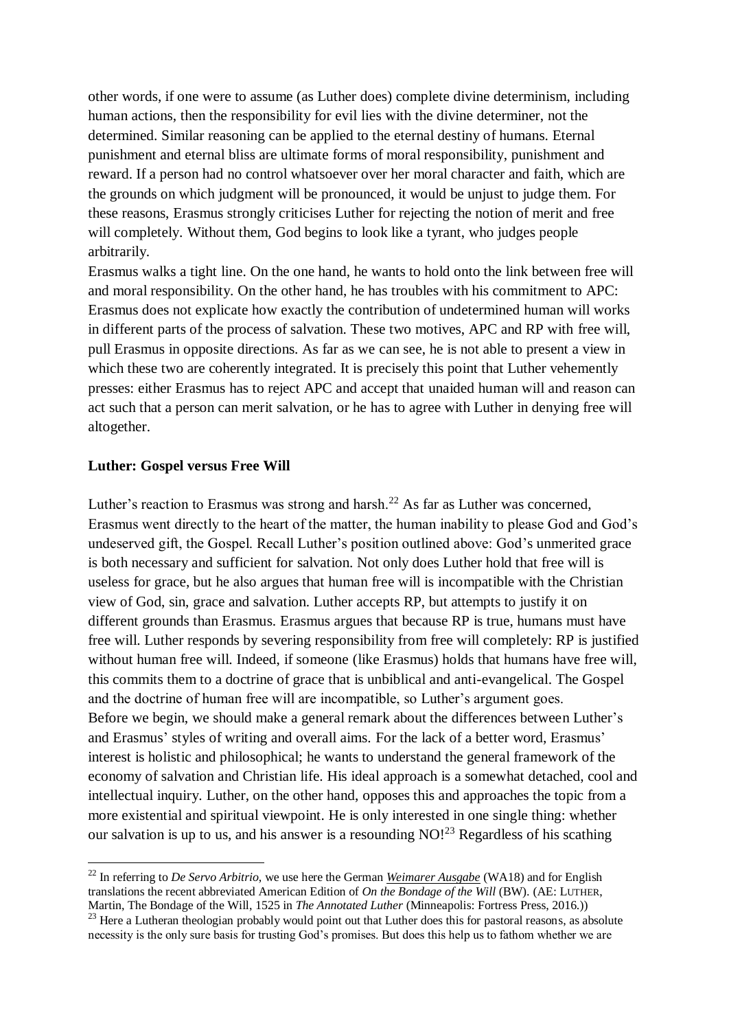other words, if one were to assume (as Luther does) complete divine determinism, including human actions, then the responsibility for evil lies with the divine determiner, not the determined. Similar reasoning can be applied to the eternal destiny of humans. Eternal punishment and eternal bliss are ultimate forms of moral responsibility, punishment and reward. If a person had no control whatsoever over her moral character and faith, which are the grounds on which judgment will be pronounced, it would be unjust to judge them. For these reasons, Erasmus strongly criticises Luther for rejecting the notion of merit and free will completely. Without them, God begins to look like a tyrant, who judges people arbitrarily.

Erasmus walks a tight line. On the one hand, he wants to hold onto the link between free will and moral responsibility. On the other hand, he has troubles with his commitment to APC: Erasmus does not explicate how exactly the contribution of undetermined human will works in different parts of the process of salvation. These two motives, APC and RP with free will, pull Erasmus in opposite directions. As far as we can see, he is not able to present a view in which these two are coherently integrated. It is precisely this point that Luther vehemently presses: either Erasmus has to reject APC and accept that unaided human will and reason can act such that a person can merit salvation, or he has to agree with Luther in denying free will altogether.

## Luther: Gospel versus Free Will

Luther's reaction to Erasmus was strong and harsh.[22] As far as Luther was concerned, Erasmus went directly to the heart of the matter, the human inability to please God and God's undeserved gift, the Gospel. Recall Luther's position outlined above: God's unmerited grace is both necessary and sufficient for salvation. Not only does Luther hold that free will is useless for grace, but he also argues that human free will is incompatible with the Christian view of God, sin, grace and salvation. Luther accepts RP, but attempts to justify it on different grounds than Erasmus. Erasmus argues that because RP is true, humans must have free will. Luther responds by severing responsibility from free will completely: RP is justified without human free will. Indeed, if someone (like Erasmus) holds that humans have free will, this commits them to a doctrine of grace that is unbiblical and anti-evangelical. The Gospel and the doctrine of human free will are incompatible, so Luther's argument goes.

Before we begin, we should make a general remark about the differences between Luther's and Erasmus' styles of writing and overall aims. For the lack of a better word, Erasmus' interest is holistic and philosophical; he wants to understand the general framework of the economy of salvation and Christian life. His ideal approach is a somewhat detached, cool and intellectual inquiry. Luther, on the other hand, opposes this and approaches the topic from a more existential and spiritual viewpoint. He is only interested in one single thing: whether our salvation is up to us, and his answer is a resounding NO![23] Regardless of his scathing

---

[22] In referring to *De Servo Arbitrio*, we use here the German *Weimarer Ausgabe* (WA18) and for English translations the recent abbreviated American Edition of *On the Bondage of the Will* (BW). (AE: LUTHER, Martin, The Bondage of the Will, 1525 in *The Annotated Luther* (Minneapolis: Fortress Press, 2016.))

[23] Here a Lutheran theologian probably would point out that Luther does this for pastoral reasons, as absolute necessity is the only sure basis for trusting God's promises. But does this help us to fathom whether we are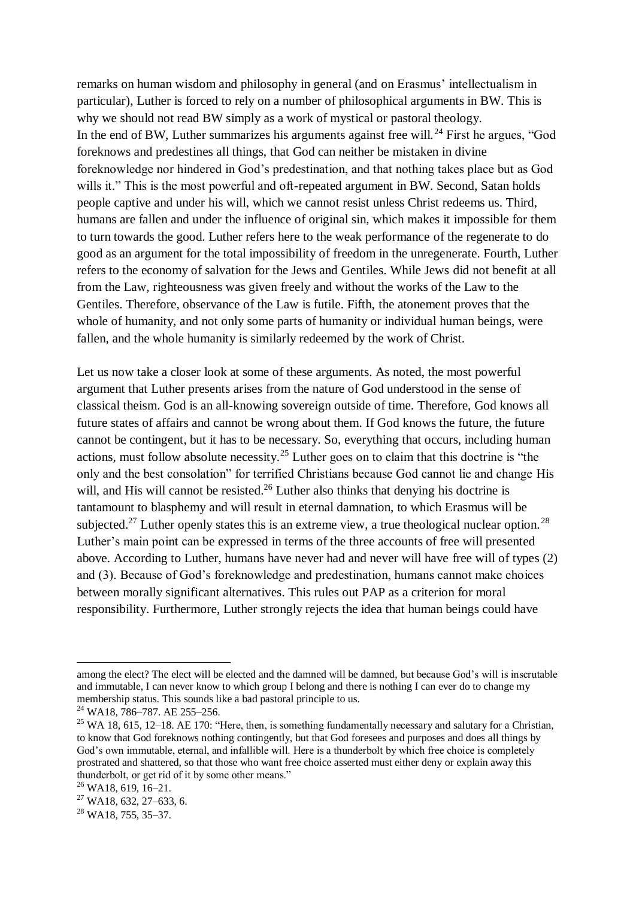remarks on human wisdom and philosophy in general (and on Erasmus' intellectualism in particular), Luther is forced to rely on a number of philosophical arguments in BW. This is why we should not read BW simply as a work of mystical or pastoral theology.
In the end of BW, Luther summarizes his arguments against free will.[24] First he argues, "God foreknows and predestines all things, that God can neither be mistaken in divine foreknowledge nor hindered in God's predestination, and that nothing takes place but as God wills it." This is the most powerful and oft-repeated argument in BW. Second, Satan holds people captive and under his will, which we cannot resist unless Christ redeems us. Third, humans are fallen and under the influence of original sin, which makes it impossible for them to turn towards the good. Luther refers here to the weak performance of the regenerate to do good as an argument for the total impossibility of freedom in the unregenerate. Fourth, Luther refers to the economy of salvation for the Jews and Gentiles. While Jews did not benefit at all from the Law, righteousness was given freely and without the works of the Law to the Gentiles. Therefore, observance of the Law is futile. Fifth, the atonement proves that the whole of humanity, and not only some parts of humanity or individual human beings, were fallen, and the whole humanity is similarly redeemed by the work of Christ.

Let us now take a closer look at some of these arguments. As noted, the most powerful argument that Luther presents arises from the nature of God understood in the sense of classical theism. God is an all-knowing sovereign outside of time. Therefore, God knows all future states of affairs and cannot be wrong about them. If God knows the future, the future cannot be contingent, but it has to be necessary. So, everything that occurs, including human actions, must follow absolute necessity.[25] Luther goes on to claim that this doctrine is "the only and the best consolation" for terrified Christians because God cannot lie and change His will, and His will cannot be resisted.[26] Luther also thinks that denying his doctrine is tantamount to blasphemy and will result in eternal damnation, to which Erasmus will be subjected.[27] Luther openly states this is an extreme view, a true theological nuclear option.[28] Luther's main point can be expressed in terms of the three accounts of free will presented above. According to Luther, humans have never had and never will have free will of types (2) and (3). Because of God's foreknowledge and predestination, humans cannot make choices between morally significant alternatives. This rules out PAP as a criterion for moral responsibility. Furthermore, Luther strongly rejects the idea that human beings could have

---

among the elect? The elect will be elected and the damned will be damned, but because God's will is inscrutable and immutable, I can never know to which group I belong and there is nothing I can ever do to change my membership status. This sounds like a bad pastoral principle to us.

[24] WA18, 786–787. AE 255–256.

[25] WA 18, 615, 12–18. AE 170: "Here, then, is something fundamentally necessary and salutary for a Christian, to know that God foreknows nothing contingently, but that God foresees and purposes and does all things by God's own immutable, eternal, and infallible will. Here is a thunderbolt by which free choice is completely prostrated and shattered, so that those who want free choice asserted must either deny or explain away this thunderbolt, or get rid of it by some other means."

[26] WA18, 619, 16–21.

[27] WA18, 632, 27–633, 6.

[28] WA18, 755, 35–37.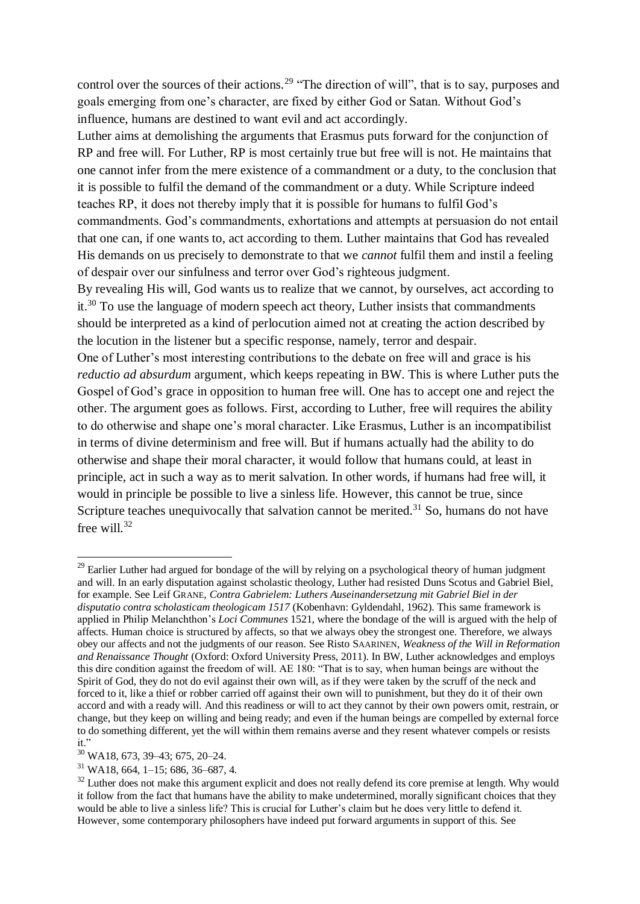control over the sources of their actions.[29] "The direction of will", that is to say, purposes and goals emerging from one's character, are fixed by either God or Satan. Without God's influence, humans are destined to want evil and act accordingly.

Luther aims at demolishing the arguments that Erasmus puts forward for the conjunction of RP and free will. For Luther, RP is most certainly true but free will is not. He maintains that one cannot infer from the mere existence of a commandment or a duty, to the conclusion that it is possible to fulfil the demand of the commandment or a duty. While Scripture indeed teaches RP, it does not thereby imply that it is possible for humans to fulfil God's commandments. God's commandments, exhortations and attempts at persuasion do not entail that one can, if one wants to, act according to them. Luther maintains that God has revealed His demands on us precisely to demonstrate to that we *cannot* fulfil them and instil a feeling of despair over our sinfulness and terror over God's righteous judgment.

By revealing His will, God wants us to realize that we cannot, by ourselves, act according to it.[30] To use the language of modern speech act theory, Luther insists that commandments should be interpreted as a kind of perlocution aimed not at creating the action described by the locution in the listener but a specific response, namely, terror and despair.

One of Luther's most interesting contributions to the debate on free will and grace is his *reductio ad absurdum* argument, which keeps repeating in BW. This is where Luther puts the Gospel of God's grace in opposition to human free will. One has to accept one and reject the other. The argument goes as follows. First, according to Luther, free will requires the ability to do otherwise and shape one's moral character. Like Erasmus, Luther is an incompatibilist in terms of divine determinism and free will. But if humans actually had the ability to do otherwise and shape their moral character, it would follow that humans could, at least in principle, act in such a way as to merit salvation. In other words, if humans had free will, it would in principle be possible to live a sinless life. However, this cannot be true, since Scripture teaches unequivocally that salvation cannot be merited.[31] So, humans do not have free will.[32]

---

[29] Earlier Luther had argued for bondage of the will by relying on a psychological theory of human judgment and will. In an early disputation against scholastic theology, Luther had resisted Duns Scotus and Gabriel Biel, for example. See Leif GRANE, *Contra Gabrielem: Luthers Auseinandersetzung mit Gabriel Biel in der disputatio contra scholasticam theologicam 1517* (Kobenhavn: Gyldendahl, 1962). This same framework is applied in Philip Melanchthon's *Loci Communes* 1521, where the bondage of the will is argued with the help of affects. Human choice is structured by affects, so that we always obey the strongest one. Therefore, we always obey our affects and not the judgments of our reason. See Risto SAARINEN, *Weakness of the Will in Reformation and Renaissance Thought* (Oxford: Oxford University Press, 2011). In BW, Luther acknowledges and employs this dire condition against the freedom of will. AE 180: "That is to say, when human beings are without the Spirit of God, they do not do evil against their own will, as if they were taken by the scruff of the neck and forced to it, like a thief or robber carried off against their own will to punishment, but they do it of their own accord and with a ready will. And this readiness or will to act they cannot by their own powers omit, restrain, or change, but they keep on willing and being ready; and even if the human beings are compelled by external force to do something different, yet the will within them remains averse and they resent whatever compels or resists it."

[30] WA18, 673, 39–43; 675, 20–24.

[31] WA18, 664, 1–15; 686, 36–687, 4.

[32] Luther does not make this argument explicit and does not really defend its core premise at length. Why would it follow from the fact that humans have the ability to make undetermined, morally significant choices that they would be able to live a sinless life? This is crucial for Luther's claim but he does very little to defend it. However, some contemporary philosophers have indeed put forward arguments in support of this. See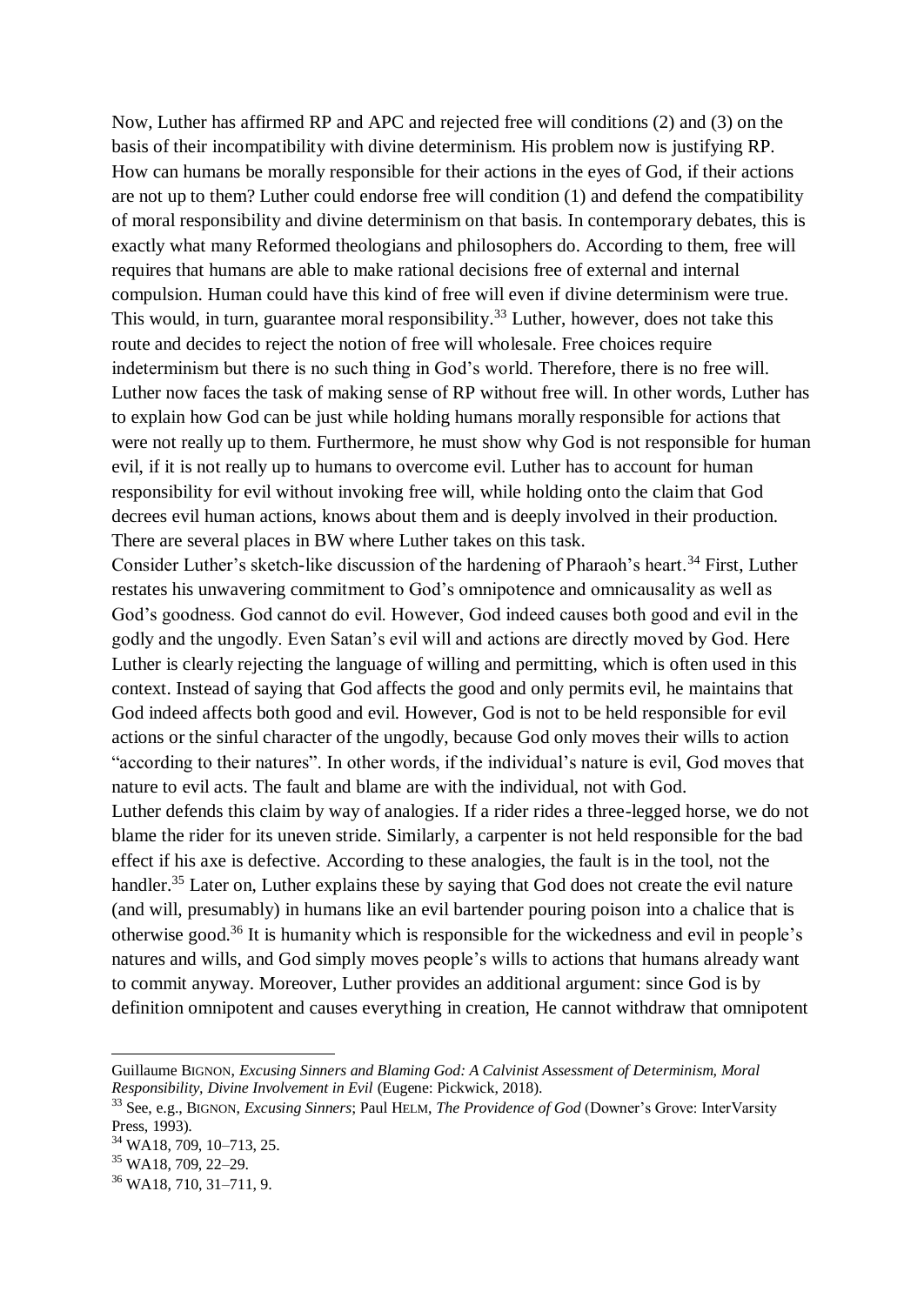Now, Luther has affirmed RP and APC and rejected free will conditions (2) and (3) on the basis of their incompatibility with divine determinism. His problem now is justifying RP. How can humans be morally responsible for their actions in the eyes of God, if their actions are not up to them? Luther could endorse free will condition (1) and defend the compatibility of moral responsibility and divine determinism on that basis. In contemporary debates, this is exactly what many Reformed theologians and philosophers do. According to them, free will requires that humans are able to make rational decisions free of external and internal compulsion. Human could have this kind of free will even if divine determinism were true. This would, in turn, guarantee moral responsibility.[33] Luther, however, does not take this route and decides to reject the notion of free will wholesale. Free choices require indeterminism but there is no such thing in God's world. Therefore, there is no free will. Luther now faces the task of making sense of RP without free will. In other words, Luther has to explain how God can be just while holding humans morally responsible for actions that were not really up to them. Furthermore, he must show why God is not responsible for human evil, if it is not really up to humans to overcome evil. Luther has to account for human responsibility for evil without invoking free will, while holding onto the claim that God decrees evil human actions, knows about them and is deeply involved in their production. There are several places in BW where Luther takes on this task.

Consider Luther's sketch-like discussion of the hardening of Pharaoh's heart.[34] First, Luther restates his unwavering commitment to God's omnipotence and omnicausality as well as God's goodness. God cannot do evil. However, God indeed causes both good and evil in the godly and the ungodly. Even Satan's evil will and actions are directly moved by God. Here Luther is clearly rejecting the language of willing and permitting, which is often used in this context. Instead of saying that God affects the good and only permits evil, he maintains that God indeed affects both good and evil. However, God is not to be held responsible for evil actions or the sinful character of the ungodly, because God only moves their wills to action "according to their natures". In other words, if the individual's nature is evil, God moves that nature to evil acts. The fault and blame are with the individual, not with God.

Luther defends this claim by way of analogies. If a rider rides a three-legged horse, we do not blame the rider for its uneven stride. Similarly, a carpenter is not held responsible for the bad effect if his axe is defective. According to these analogies, the fault is in the tool, not the handler.[35] Later on, Luther explains these by saying that God does not create the evil nature (and will, presumably) in humans like an evil bartender pouring poison into a chalice that is otherwise good.[36] It is humanity which is responsible for the wickedness and evil in people's natures and wills, and God simply moves people's wills to actions that humans already want to commit anyway. Moreover, Luther provides an additional argument: since God is by definition omnipotent and causes everything in creation, He cannot withdraw that omnipotent

---

Guillaume BIGNON, *Excusing Sinners and Blaming God: A Calvinist Assessment of Determinism, Moral Responsibility, Divine Involvement in Evil* (Eugene: Pickwick, 2018).

[33] See, e.g., BIGNON, *Excusing Sinners*; Paul HELM, *The Providence of God* (Downer's Grove: InterVarsity Press, 1993).

[34] WA18, 709, 10–713, 25.

[35] WA18, 709, 22–29.

[36] WA18, 710, 31–711, 9.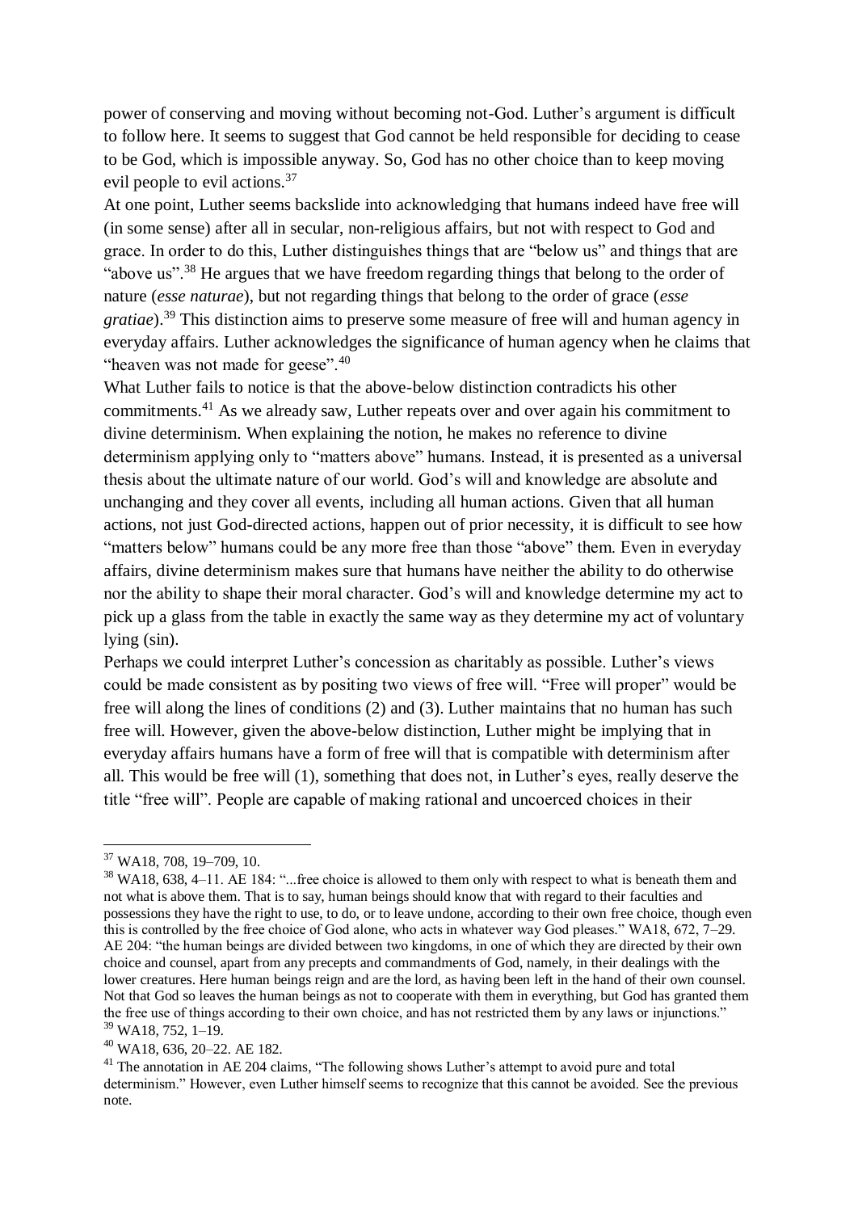power of conserving and moving without becoming not-God. Luther's argument is difficult to follow here. It seems to suggest that God cannot be held responsible for deciding to cease to be God, which is impossible anyway. So, God has no other choice than to keep moving evil people to evil actions.[37]

At one point, Luther seems backslide into acknowledging that humans indeed have free will (in some sense) after all in secular, non-religious affairs, but not with respect to God and grace. In order to do this, Luther distinguishes things that are "below us" and things that are "above us".[38] He argues that we have freedom regarding things that belong to the order of nature (*esse naturae*), but not regarding things that belong to the order of grace (*esse gratiae*).[39] This distinction aims to preserve some measure of free will and human agency in everyday affairs. Luther acknowledges the significance of human agency when he claims that "heaven was not made for geese".[40]

What Luther fails to notice is that the above-below distinction contradicts his other commitments.[41] As we already saw, Luther repeats over and over again his commitment to divine determinism. When explaining the notion, he makes no reference to divine determinism applying only to "matters above" humans. Instead, it is presented as a universal thesis about the ultimate nature of our world. God's will and knowledge are absolute and unchanging and they cover all events, including all human actions. Given that all human actions, not just God-directed actions, happen out of prior necessity, it is difficult to see how "matters below" humans could be any more free than those "above" them. Even in everyday affairs, divine determinism makes sure that humans have neither the ability to do otherwise nor the ability to shape their moral character. God's will and knowledge determine my act to pick up a glass from the table in exactly the same way as they determine my act of voluntary lying (sin).

Perhaps we could interpret Luther's concession as charitably as possible. Luther's views could be made consistent as by positing two views of free will. "Free will proper" would be free will along the lines of conditions (2) and (3). Luther maintains that no human has such free will. However, given the above-below distinction, Luther might be implying that in everyday affairs humans have a form of free will that is compatible with determinism after all. This would be free will (1), something that does not, in Luther's eyes, really deserve the title "free will". People are capable of making rational and uncoerced choices in their

---

[37] WA18, 708, 19–709, 10.

[38] WA18, 638, 4–11. AE 184: "...free choice is allowed to them only with respect to what is beneath them and not what is above them. That is to say, human beings should know that with regard to their faculties and possessions they have the right to use, to do, or to leave undone, according to their own free choice, though even this is controlled by the free choice of God alone, who acts in whatever way God pleases." WA18, 672, 7–29. AE 204: "the human beings are divided between two kingdoms, in one of which they are directed by their own choice and counsel, apart from any precepts and commandments of God, namely, in their dealings with the lower creatures. Here human beings reign and are the lord, as having been left in the hand of their own counsel. Not that God so leaves the human beings as not to cooperate with them in everything, but God has granted them the free use of things according to their own choice, and has not restricted them by any laws or injunctions."

[39] WA18, 752, 1–19.

[40] WA18, 636, 20–22. AE 182.

[41] The annotation in AE 204 claims, "The following shows Luther's attempt to avoid pure and total determinism." However, even Luther himself seems to recognize that this cannot be avoided. See the previous note.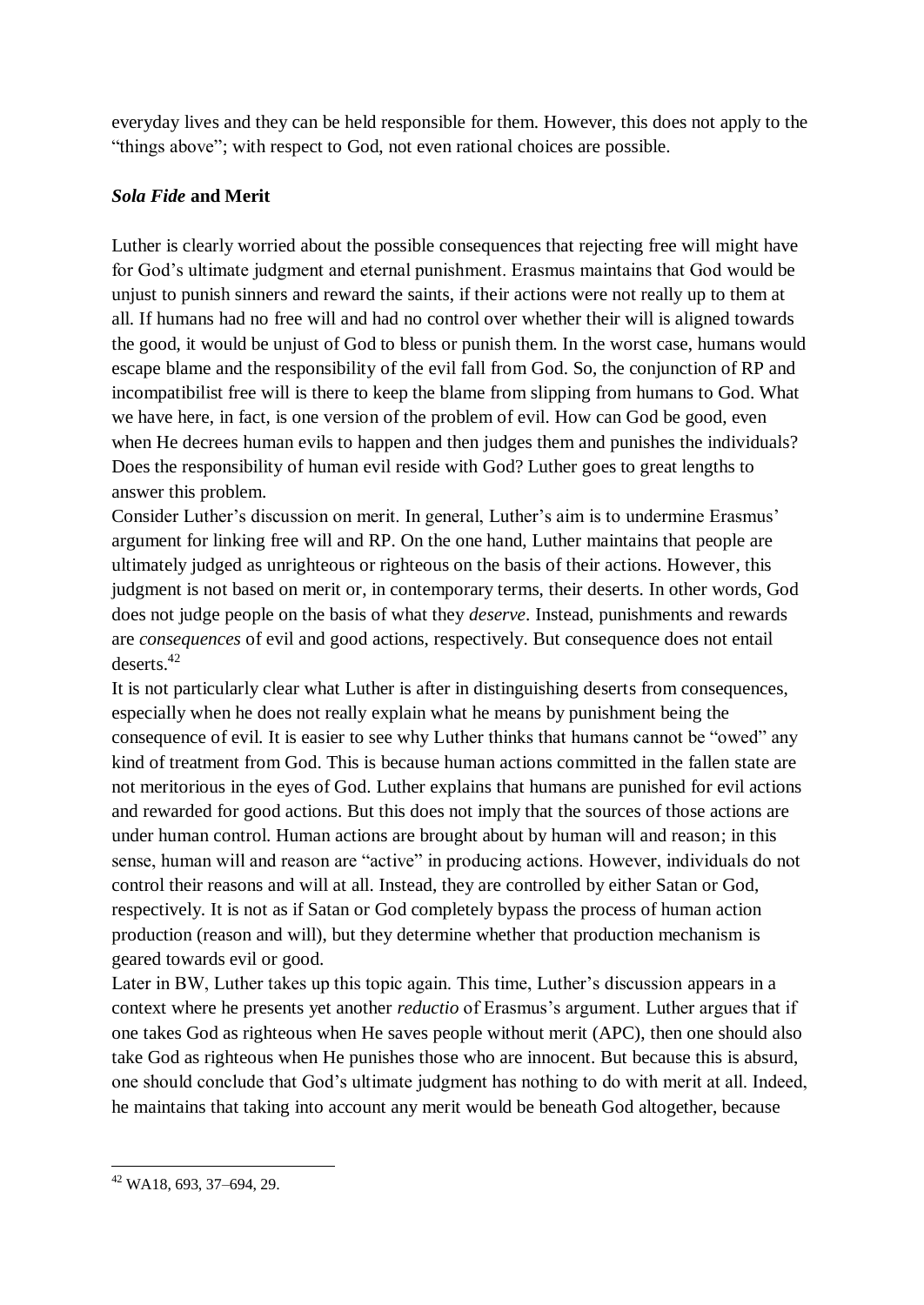everyday lives and they can be held responsible for them. However, this does not apply to the "things above"; with respect to God, not even rational choices are possible.

### *Sola Fide* and Merit

Luther is clearly worried about the possible consequences that rejecting free will might have for God's ultimate judgment and eternal punishment. Erasmus maintains that God would be unjust to punish sinners and reward the saints, if their actions were not really up to them at all. If humans had no free will and had no control over whether their will is aligned towards the good, it would be unjust of God to bless or punish them. In the worst case, humans would escape blame and the responsibility of the evil fall from God. So, the conjunction of RP and incompatibilist free will is there to keep the blame from slipping from humans to God. What we have here, in fact, is one version of the problem of evil. How can God be good, even when He decrees human evils to happen and then judges them and punishes the individuals? Does the responsibility of human evil reside with God? Luther goes to great lengths to answer this problem.

Consider Luther's discussion on merit. In general, Luther's aim is to undermine Erasmus' argument for linking free will and RP. On the one hand, Luther maintains that people are ultimately judged as unrighteous or righteous on the basis of their actions. However, this judgment is not based on merit or, in contemporary terms, their deserts. In other words, God does not judge people on the basis of what they *deserve*. Instead, punishments and rewards are *consequences* of evil and good actions, respectively. But consequence does not entail deserts.[42]

It is not particularly clear what Luther is after in distinguishing deserts from consequences, especially when he does not really explain what he means by punishment being the consequence of evil. It is easier to see why Luther thinks that humans cannot be "owed" any kind of treatment from God. This is because human actions committed in the fallen state are not meritorious in the eyes of God. Luther explains that humans are punished for evil actions and rewarded for good actions. But this does not imply that the sources of those actions are under human control. Human actions are brought about by human will and reason; in this sense, human will and reason are "active" in producing actions. However, individuals do not control their reasons and will at all. Instead, they are controlled by either Satan or God, respectively. It is not as if Satan or God completely bypass the process of human action production (reason and will), but they determine whether that production mechanism is geared towards evil or good.

Later in BW, Luther takes up this topic again. This time, Luther's discussion appears in a context where he presents yet another *reductio* of Erasmus's argument. Luther argues that if one takes God as righteous when He saves people without merit (APC), then one should also take God as righteous when He punishes those who are innocent. But because this is absurd, one should conclude that God's ultimate judgment has nothing to do with merit at all. Indeed, he maintains that taking into account any merit would be beneath God altogether, because

[42] WA18, 693, 37–694, 29.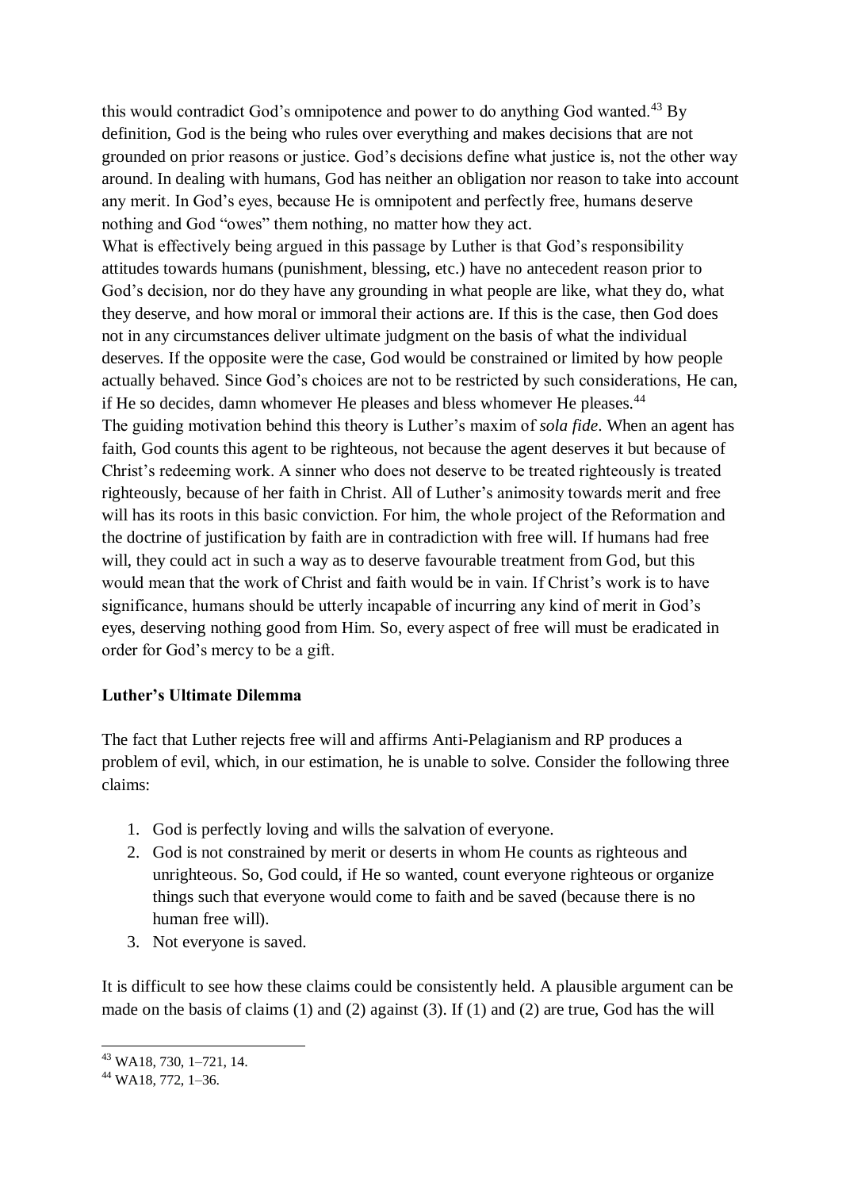this would contradict God's omnipotence and power to do anything God wanted.[43] By definition, God is the being who rules over everything and makes decisions that are not grounded on prior reasons or justice. God's decisions define what justice is, not the other way around. In dealing with humans, God has neither an obligation nor reason to take into account any merit. In God's eyes, because He is omnipotent and perfectly free, humans deserve nothing and God "owes" them nothing, no matter how they act.

What is effectively being argued in this passage by Luther is that God's responsibility attitudes towards humans (punishment, blessing, etc.) have no antecedent reason prior to God's decision, nor do they have any grounding in what people are like, what they do, what they deserve, and how moral or immoral their actions are. If this is the case, then God does not in any circumstances deliver ultimate judgment on the basis of what the individual deserves. If the opposite were the case, God would be constrained or limited by how people actually behaved. Since God's choices are not to be restricted by such considerations, He can, if He so decides, damn whomever He pleases and bless whomever He pleases.[44]

The guiding motivation behind this theory is Luther's maxim of *sola fide*. When an agent has faith, God counts this agent to be righteous, not because the agent deserves it but because of Christ's redeeming work. A sinner who does not deserve to be treated righteously is treated righteously, because of her faith in Christ. All of Luther's animosity towards merit and free will has its roots in this basic conviction. For him, the whole project of the Reformation and the doctrine of justification by faith are in contradiction with free will. If humans had free will, they could act in such a way as to deserve favourable treatment from God, but this would mean that the work of Christ and faith would be in vain. If Christ's work is to have significance, humans should be utterly incapable of incurring any kind of merit in God's eyes, deserving nothing good from Him. So, every aspect of free will must be eradicated in order for God's mercy to be a gift.

**Luther's Ultimate Dilemma**

The fact that Luther rejects free will and affirms Anti-Pelagianism and RP produces a problem of evil, which, in our estimation, he is unable to solve. Consider the following three claims:

1. God is perfectly loving and wills the salvation of everyone.
2. God is not constrained by merit or deserts in whom He counts as righteous and unrighteous. So, God could, if He so wanted, count everyone righteous or organize things such that everyone would come to faith and be saved (because there is no human free will).
3. Not everyone is saved.

It is difficult to see how these claims could be consistently held. A plausible argument can be made on the basis of claims (1) and (2) against (3). If (1) and (2) are true, God has the will

---

[43] WA18, 730, 1–721, 14.

[44] WA18, 772, 1–36.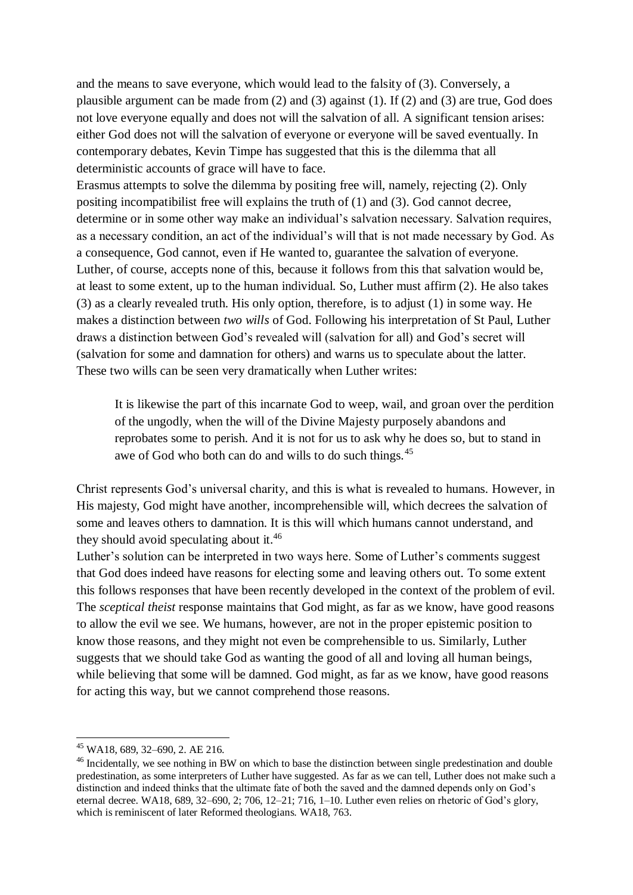and the means to save everyone, which would lead to the falsity of (3). Conversely, a plausible argument can be made from (2) and (3) against (1). If (2) and (3) are true, God does not love everyone equally and does not will the salvation of all. A significant tension arises: either God does not will the salvation of everyone or everyone will be saved eventually. In contemporary debates, Kevin Timpe has suggested that this is the dilemma that all deterministic accounts of grace will have to face.

Erasmus attempts to solve the dilemma by positing free will, namely, rejecting (2). Only positing incompatibilist free will explains the truth of (1) and (3). God cannot decree, determine or in some other way make an individual's salvation necessary. Salvation requires, as a necessary condition, an act of the individual's will that is not made necessary by God. As a consequence, God cannot, even if He wanted to, guarantee the salvation of everyone. Luther, of course, accepts none of this, because it follows from this that salvation would be, at least to some extent, up to the human individual. So, Luther must affirm (2). He also takes (3) as a clearly revealed truth. His only option, therefore, is to adjust (1) in some way. He makes a distinction between *two wills* of God. Following his interpretation of St Paul, Luther draws a distinction between God's revealed will (salvation for all) and God's secret will (salvation for some and damnation for others) and warns us to speculate about the latter. These two wills can be seen very dramatically when Luther writes:

> It is likewise the part of this incarnate God to weep, wail, and groan over the perdition of the ungodly, when the will of the Divine Majesty purposely abandons and reprobates some to perish. And it is not for us to ask why he does so, but to stand in awe of God who both can do and wills to do such things.[45]

Christ represents God's universal charity, and this is what is revealed to humans. However, in His majesty, God might have another, incomprehensible will, which decrees the salvation of some and leaves others to damnation. It is this will which humans cannot understand, and they should avoid speculating about it.[46]

Luther's solution can be interpreted in two ways here. Some of Luther's comments suggest that God does indeed have reasons for electing some and leaving others out. To some extent this follows responses that have been recently developed in the context of the problem of evil. The *sceptical theist* response maintains that God might, as far as we know, have good reasons to allow the evil we see. We humans, however, are not in the proper epistemic position to know those reasons, and they might not even be comprehensible to us. Similarly, Luther suggests that we should take God as wanting the good of all and loving all human beings, while believing that some will be damned. God might, as far as we know, have good reasons for acting this way, but we cannot comprehend those reasons.

---

[45] WA18, 689, 32–690, 2. AE 216.

[46] Incidentally, we see nothing in BW on which to base the distinction between single predestination and double predestination, as some interpreters of Luther have suggested. As far as we can tell, Luther does not make such a distinction and indeed thinks that the ultimate fate of both the saved and the damned depends only on God's eternal decree. WA18, 689, 32–690, 2; 706, 12–21; 716, 1–10. Luther even relies on rhetoric of God's glory, which is reminiscent of later Reformed theologians. WA18, 763.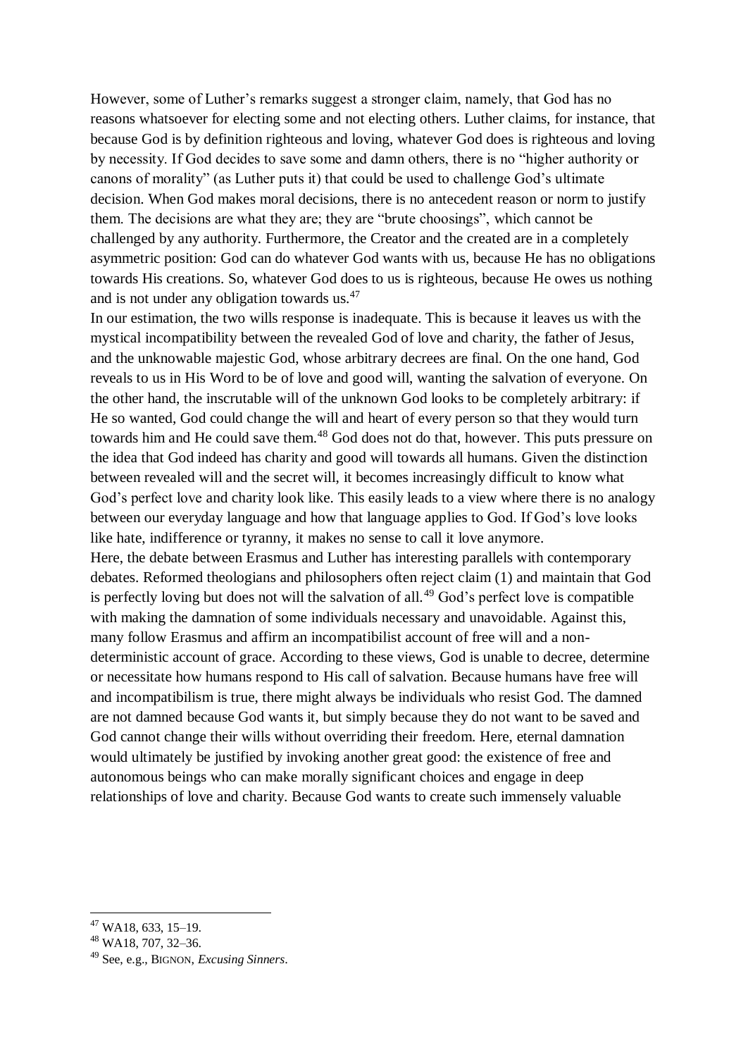However, some of Luther's remarks suggest a stronger claim, namely, that God has no reasons whatsoever for electing some and not electing others. Luther claims, for instance, that because God is by definition righteous and loving, whatever God does is righteous and loving by necessity. If God decides to save some and damn others, there is no "higher authority or canons of morality" (as Luther puts it) that could be used to challenge God's ultimate decision. When God makes moral decisions, there is no antecedent reason or norm to justify them. The decisions are what they are; they are "brute choosings", which cannot be challenged by any authority. Furthermore, the Creator and the created are in a completely asymmetric position: God can do whatever God wants with us, because He has no obligations towards His creations. So, whatever God does to us is righteous, because He owes us nothing and is not under any obligation towards us.[47]

In our estimation, the two wills response is inadequate. This is because it leaves us with the mystical incompatibility between the revealed God of love and charity, the father of Jesus, and the unknowable majestic God, whose arbitrary decrees are final. On the one hand, God reveals to us in His Word to be of love and good will, wanting the salvation of everyone. On the other hand, the inscrutable will of the unknown God looks to be completely arbitrary: if He so wanted, God could change the will and heart of every person so that they would turn towards him and He could save them.[48] God does not do that, however. This puts pressure on the idea that God indeed has charity and good will towards all humans. Given the distinction between revealed will and the secret will, it becomes increasingly difficult to know what God's perfect love and charity look like. This easily leads to a view where there is no analogy between our everyday language and how that language applies to God. If God's love looks like hate, indifference or tyranny, it makes no sense to call it love anymore.

Here, the debate between Erasmus and Luther has interesting parallels with contemporary debates. Reformed theologians and philosophers often reject claim (1) and maintain that God is perfectly loving but does not will the salvation of all.[49] God's perfect love is compatible with making the damnation of some individuals necessary and unavoidable. Against this, many follow Erasmus and affirm an incompatibilist account of free will and a non-deterministic account of grace. According to these views, God is unable to decree, determine or necessitate how humans respond to His call of salvation. Because humans have free will and incompatibilism is true, there might always be individuals who resist God. The damned are not damned because God wants it, but simply because they do not want to be saved and God cannot change their wills without overriding their freedom. Here, eternal damnation would ultimately be justified by invoking another great good: the existence of free and autonomous beings who can make morally significant choices and engage in deep relationships of love and charity. Because God wants to create such immensely valuable

---

[47] WA18, 633, 15–19.

[48] WA18, 707, 32–36.

[49] See, e.g., BIGNON, *Excusing Sinners*.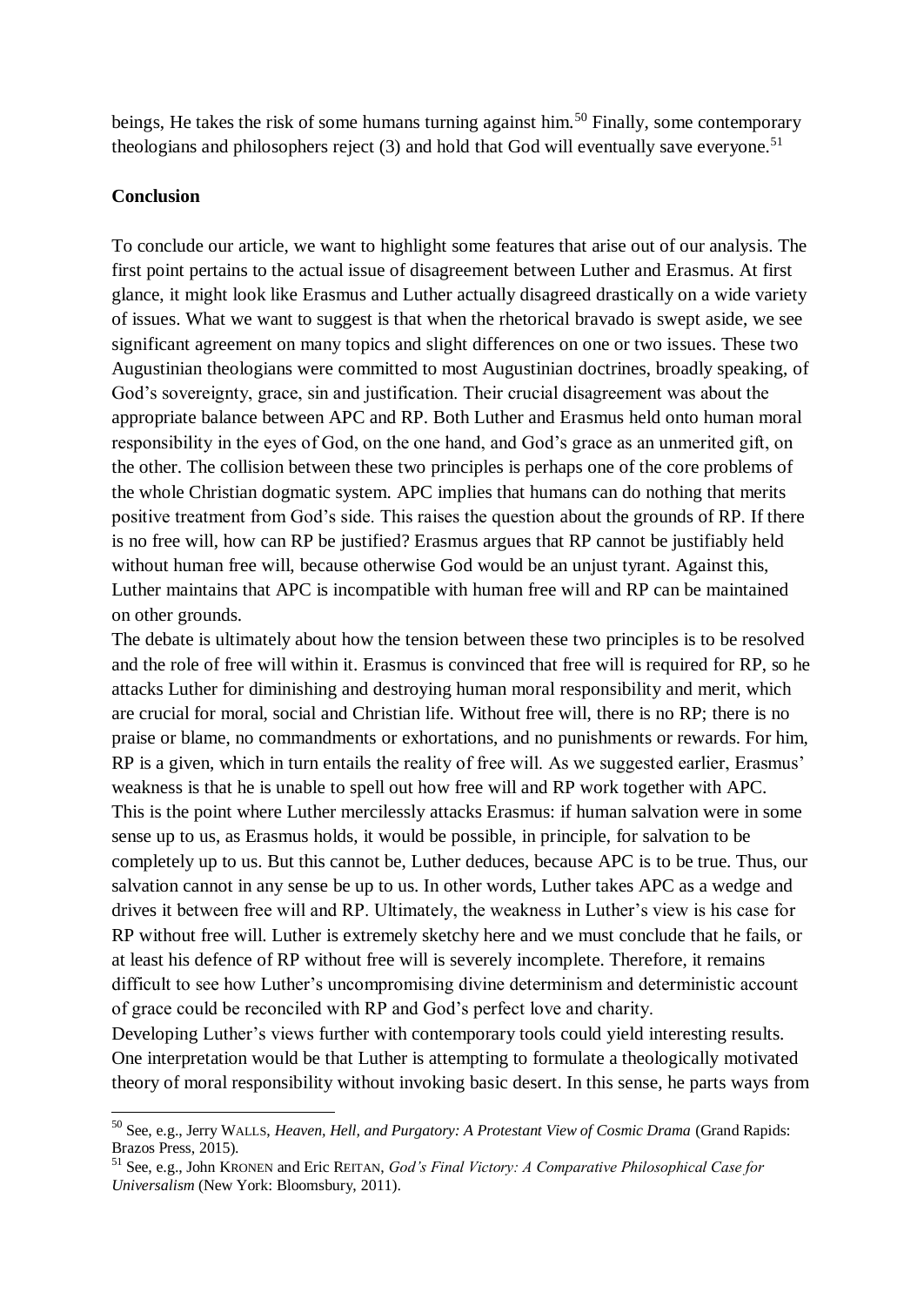beings, He takes the risk of some humans turning against him.[50] Finally, some contemporary theologians and philosophers reject (3) and hold that God will eventually save everyone.[51]

**Conclusion**

To conclude our article, we want to highlight some features that arise out of our analysis. The first point pertains to the actual issue of disagreement between Luther and Erasmus. At first glance, it might look like Erasmus and Luther actually disagreed drastically on a wide variety of issues. What we want to suggest is that when the rhetorical bravado is swept aside, we see significant agreement on many topics and slight differences on one or two issues. These two Augustinian theologians were committed to most Augustinian doctrines, broadly speaking, of God's sovereignty, grace, sin and justification. Their crucial disagreement was about the appropriate balance between APC and RP. Both Luther and Erasmus held onto human moral responsibility in the eyes of God, on the one hand, and God's grace as an unmerited gift, on the other. The collision between these two principles is perhaps one of the core problems of the whole Christian dogmatic system. APC implies that humans can do nothing that merits positive treatment from God's side. This raises the question about the grounds of RP. If there is no free will, how can RP be justified? Erasmus argues that RP cannot be justifiably held without human free will, because otherwise God would be an unjust tyrant. Against this, Luther maintains that APC is incompatible with human free will and RP can be maintained on other grounds.

The debate is ultimately about how the tension between these two principles is to be resolved and the role of free will within it. Erasmus is convinced that free will is required for RP, so he attacks Luther for diminishing and destroying human moral responsibility and merit, which are crucial for moral, social and Christian life. Without free will, there is no RP; there is no praise or blame, no commandments or exhortations, and no punishments or rewards. For him, RP is a given, which in turn entails the reality of free will. As we suggested earlier, Erasmus' weakness is that he is unable to spell out how free will and RP work together with APC. This is the point where Luther mercilessly attacks Erasmus: if human salvation were in some sense up to us, as Erasmus holds, it would be possible, in principle, for salvation to be completely up to us. But this cannot be, Luther deduces, because APC is to be true. Thus, our salvation cannot in any sense be up to us. In other words, Luther takes APC as a wedge and drives it between free will and RP. Ultimately, the weakness in Luther's view is his case for RP without free will. Luther is extremely sketchy here and we must conclude that he fails, or at least his defence of RP without free will is severely incomplete. Therefore, it remains difficult to see how Luther's uncompromising divine determinism and deterministic account of grace could be reconciled with RP and God's perfect love and charity.

Developing Luther's views further with contemporary tools could yield interesting results. One interpretation would be that Luther is attempting to formulate a theologically motivated theory of moral responsibility without invoking basic desert. In this sense, he parts ways from

---

[50] See, e.g., Jerry WALLS, *Heaven, Hell, and Purgatory: A Protestant View of Cosmic Drama* (Grand Rapids: Brazos Press, 2015).

[51] See, e.g., John KRONEN and Eric REITAN, *God's Final Victory: A Comparative Philosophical Case for Universalism* (New York: Bloomsbury, 2011).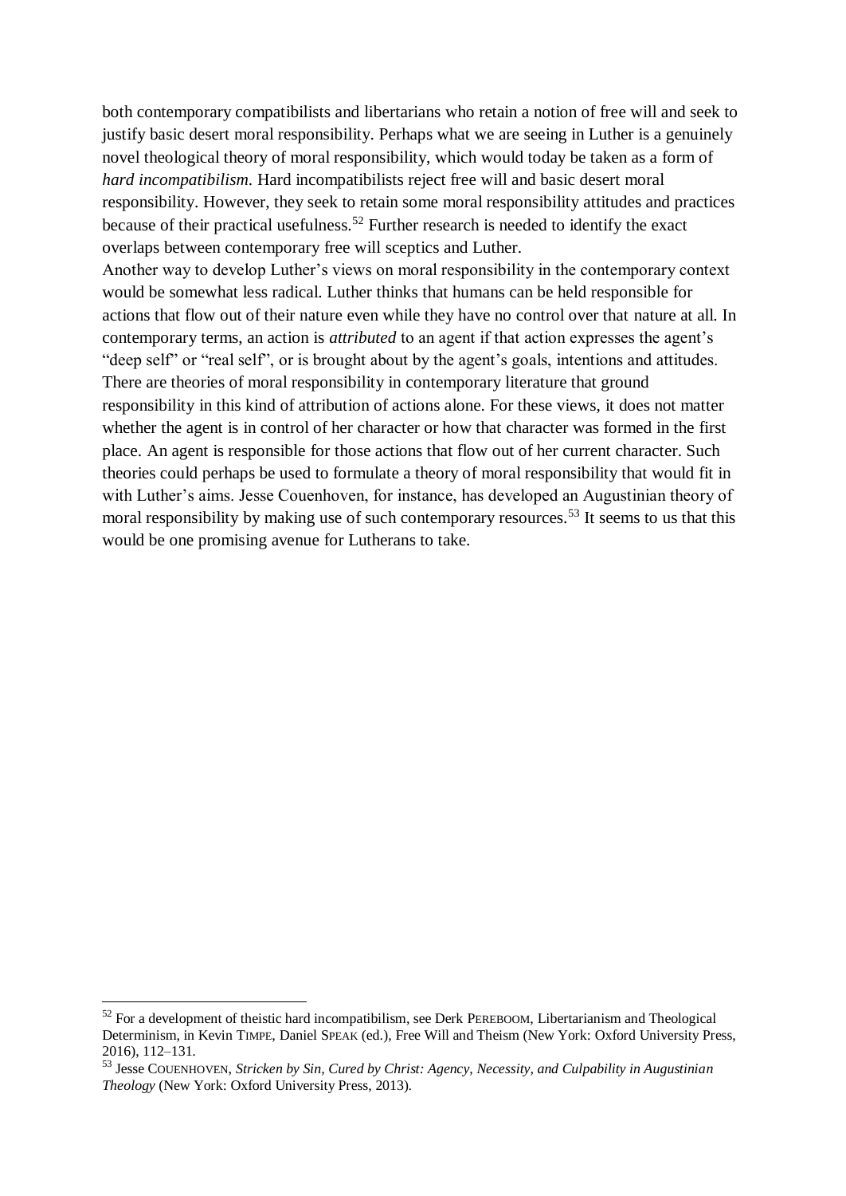both contemporary compatibilists and libertarians who retain a notion of free will and seek to justify basic desert moral responsibility. Perhaps what we are seeing in Luther is a genuinely novel theological theory of moral responsibility, which would today be taken as a form of *hard incompatibilism*. Hard incompatibilists reject free will and basic desert moral responsibility. However, they seek to retain some moral responsibility attitudes and practices because of their practical usefulness.[52] Further research is needed to identify the exact overlaps between contemporary free will sceptics and Luther.

Another way to develop Luther's views on moral responsibility in the contemporary context would be somewhat less radical. Luther thinks that humans can be held responsible for actions that flow out of their nature even while they have no control over that nature at all. In contemporary terms, an action is *attributed* to an agent if that action expresses the agent's "deep self" or "real self", or is brought about by the agent's goals, intentions and attitudes. There are theories of moral responsibility in contemporary literature that ground responsibility in this kind of attribution of actions alone. For these views, it does not matter whether the agent is in control of her character or how that character was formed in the first place. An agent is responsible for those actions that flow out of her current character. Such theories could perhaps be used to formulate a theory of moral responsibility that would fit in with Luther's aims. Jesse Couenhoven, for instance, has developed an Augustinian theory of moral responsibility by making use of such contemporary resources.[53] It seems to us that this would be one promising avenue for Lutherans to take.

---

[52] For a development of theistic hard incompatibilism, see Derk PEREBOOM, Libertarianism and Theological Determinism, in Kevin TIMPE, Daniel SPEAK (ed.), Free Will and Theism (New York: Oxford University Press, 2016), 112–131.

[53] Jesse COUENHOVEN, *Stricken by Sin, Cured by Christ: Agency, Necessity, and Culpability in Augustinian Theology* (New York: Oxford University Press, 2013).